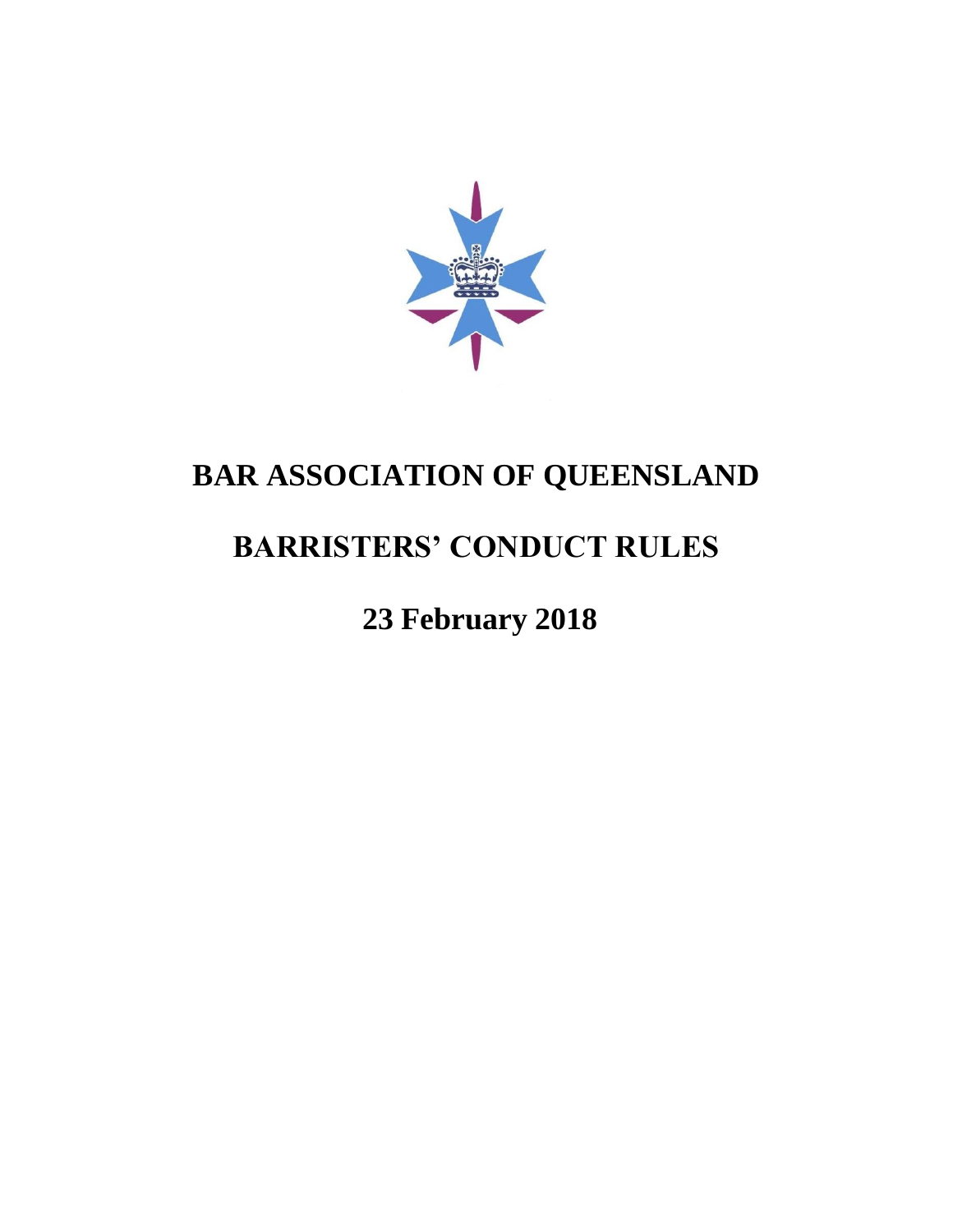# BAR ASSOCIATION OF QUEENSLAND

# BARRISTERS' CONDUCT RULES

## 23 February 2018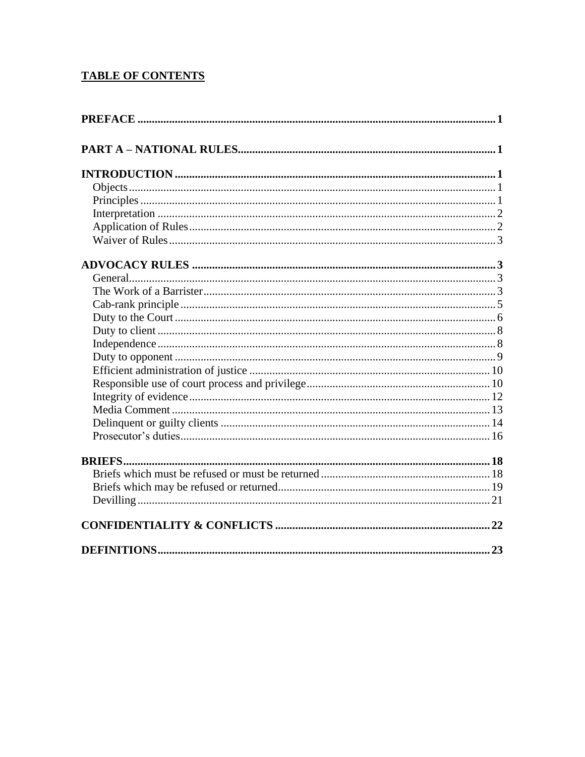## TABLE OF CONTENTS

**PREFACE** .......... **1**

**PART A – NATIONAL RULES** .......... **1**

**INTRODUCTION** .......... **1**
- Objects .......... 1
- Principles .......... 1
- Interpretation .......... 2
- Application of Rules .......... 2
- Waiver of Rules .......... 3

**ADVOCACY RULES** .......... **3**
- General .......... 3
- The Work of a Barrister .......... 3
- Cab-rank principle .......... 5
- Duty to the Court .......... 6
- Duty to client .......... 8
- Independence .......... 8
- Duty to opponent .......... 9
- Efficient administration of justice .......... 10
- Responsible use of court process and privilege .......... 10
- Integrity of evidence .......... 12
- Media Comment .......... 13
- Delinquent or guilty clients .......... 14
- Prosecutor's duties .......... 16

**BRIEFS** .......... **18**
- Briefs which must be refused or must be returned .......... 18
- Briefs which may be refused or returned .......... 19
- Devilling .......... 21

**CONFIDENTIALITY & CONFLICTS** .......... **22**

**DEFINITIONS** .......... **23**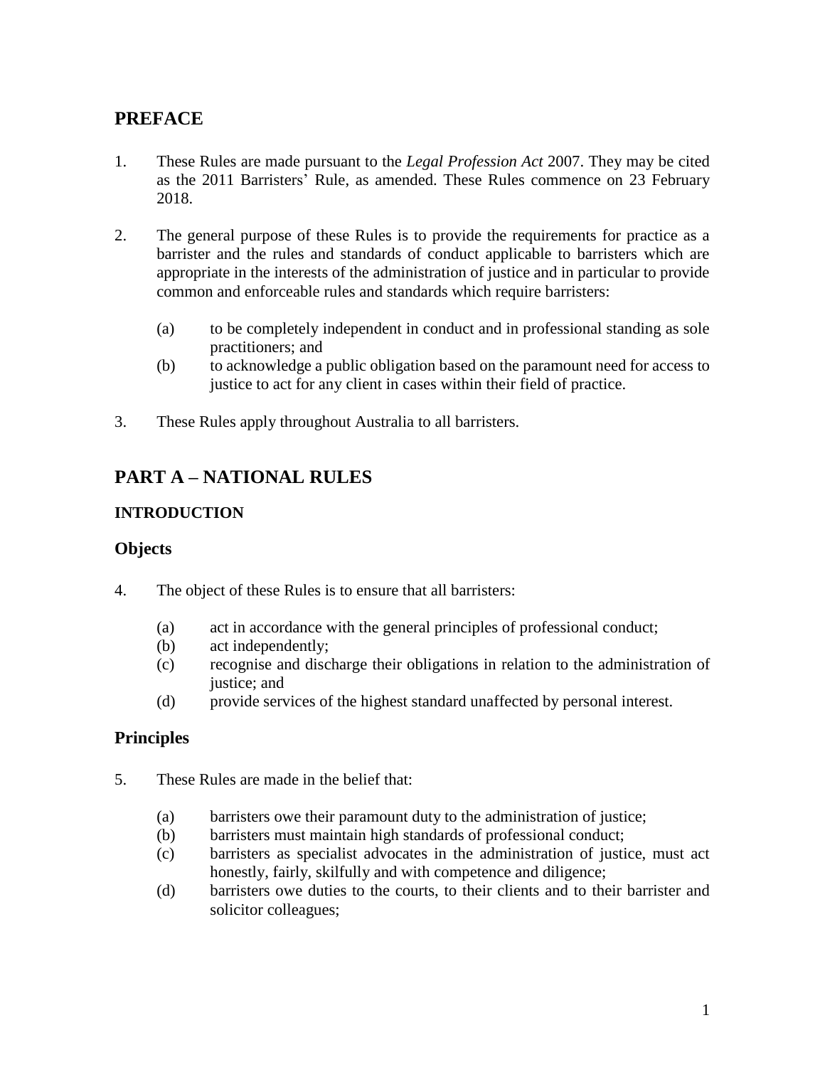## PREFACE

1. These Rules are made pursuant to the *Legal Profession Act* 2007. They may be cited as the 2011 Barristers' Rule, as amended. These Rules commence on 23 February 2018.

2. The general purpose of these Rules is to provide the requirements for practice as a barrister and the rules and standards of conduct applicable to barristers which are appropriate in the interests of the administration of justice and in particular to provide common and enforceable rules and standards which require barristers:

   (a) to be completely independent in conduct and in professional standing as sole practitioners; and
   (b) to acknowledge a public obligation based on the paramount need for access to justice to act for any client in cases within their field of practice.

3. These Rules apply throughout Australia to all barristers.

## PART A – NATIONAL RULES

### INTRODUCTION

### Objects

4. The object of these Rules is to ensure that all barristers:

   (a) act in accordance with the general principles of professional conduct;
   (b) act independently;
   (c) recognise and discharge their obligations in relation to the administration of justice; and
   (d) provide services of the highest standard unaffected by personal interest.

### Principles

5. These Rules are made in the belief that:

   (a) barristers owe their paramount duty to the administration of justice;
   (b) barristers must maintain high standards of professional conduct;
   (c) barristers as specialist advocates in the administration of justice, must act honestly, fairly, skilfully and with competence and diligence;
   (d) barristers owe duties to the courts, to their clients and to their barrister and solicitor colleagues;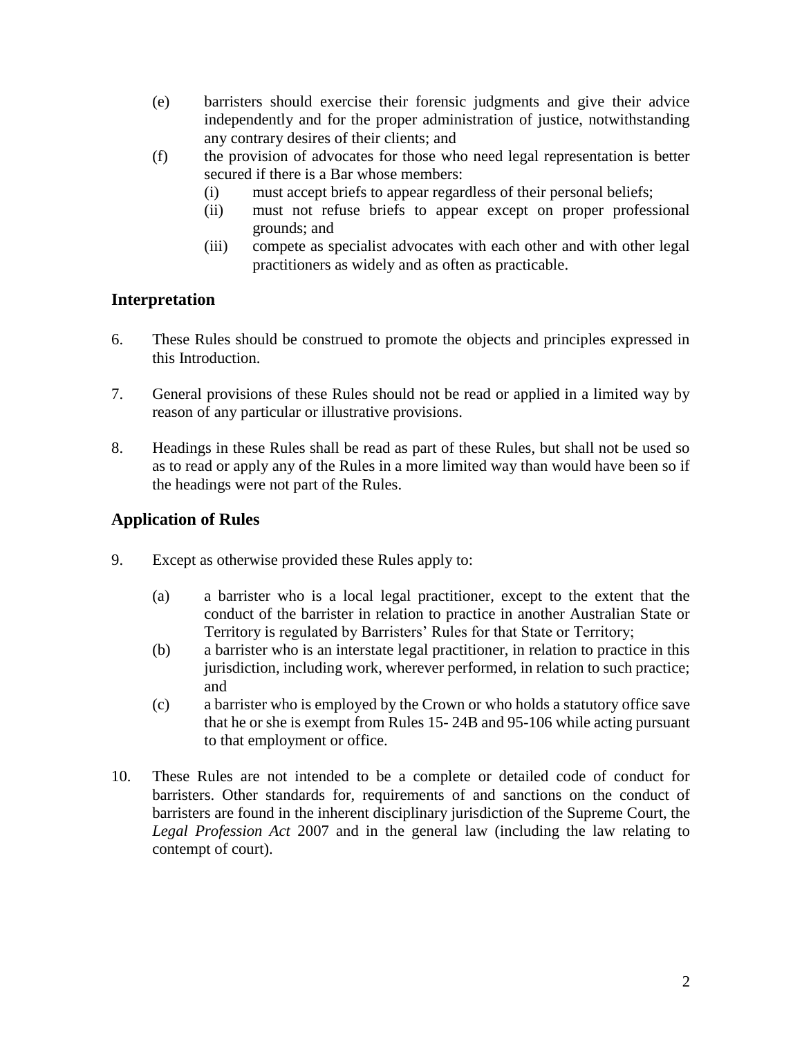(e) barristers should exercise their forensic judgments and give their advice independently and for the proper administration of justice, notwithstanding any contrary desires of their clients; and

(f) the provision of advocates for those who need legal representation is better secured if there is a Bar whose members:

    (i) must accept briefs to appear regardless of their personal beliefs;

    (ii) must not refuse briefs to appear except on proper professional grounds; and

    (iii) compete as specialist advocates with each other and with other legal practitioners as widely and as often as practicable.

## Interpretation

6. These Rules should be construed to promote the objects and principles expressed in this Introduction.

7. General provisions of these Rules should not be read or applied in a limited way by reason of any particular or illustrative provisions.

8. Headings in these Rules shall be read as part of these Rules, but shall not be used so as to read or apply any of the Rules in a more limited way than would have been so if the headings were not part of the Rules.

## Application of Rules

9. Except as otherwise provided these Rules apply to:

    (a) a barrister who is a local legal practitioner, except to the extent that the conduct of the barrister in relation to practice in another Australian State or Territory is regulated by Barristers' Rules for that State or Territory;

    (b) a barrister who is an interstate legal practitioner, in relation to practice in this jurisdiction, including work, wherever performed, in relation to such practice; and

    (c) a barrister who is employed by the Crown or who holds a statutory office save that he or she is exempt from Rules 15- 24B and 95-106 while acting pursuant to that employment or office.

10. These Rules are not intended to be a complete or detailed code of conduct for barristers. Other standards for, requirements of and sanctions on the conduct of barristers are found in the inherent disciplinary jurisdiction of the Supreme Court, the *Legal Profession Act* 2007 and in the general law (including the law relating to contempt of court).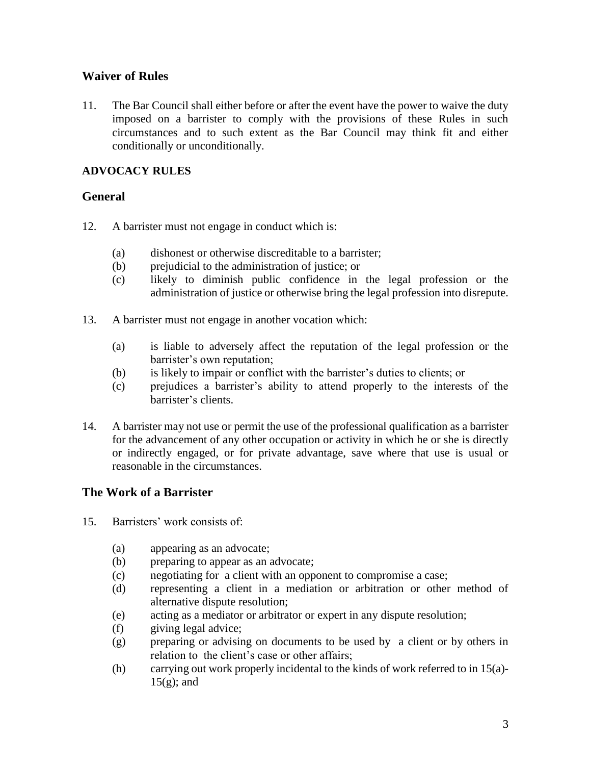## Waiver of Rules

11. The Bar Council shall either before or after the event have the power to waive the duty imposed on a barrister to comply with the provisions of these Rules in such circumstances and to such extent as the Bar Council may think fit and either conditionally or unconditionally.

### ADVOCACY RULES

## General

12. A barrister must not engage in conduct which is:

    (a) dishonest or otherwise discreditable to a barrister;
    (b) prejudicial to the administration of justice; or
    (c) likely to diminish public confidence in the legal profession or the administration of justice or otherwise bring the legal profession into disrepute.

13. A barrister must not engage in another vocation which:

    (a) is liable to adversely affect the reputation of the legal profession or the barrister's own reputation;
    (b) is likely to impair or conflict with the barrister's duties to clients; or
    (c) prejudices a barrister's ability to attend properly to the interests of the barrister's clients.

14. A barrister may not use or permit the use of the professional qualification as a barrister for the advancement of any other occupation or activity in which he or she is directly or indirectly engaged, or for private advantage, save where that use is usual or reasonable in the circumstances.

## The Work of a Barrister

15. Barristers' work consists of:

    (a) appearing as an advocate;
    (b) preparing to appear as an advocate;
    (c) negotiating for a client with an opponent to compromise a case;
    (d) representing a client in a mediation or arbitration or other method of alternative dispute resolution;
    (e) acting as a mediator or arbitrator or expert in any dispute resolution;
    (f) giving legal advice;
    (g) preparing or advising on documents to be used by a client or by others in relation to the client's case or other affairs;
    (h) carrying out work properly incidental to the kinds of work referred to in 15(a)-15(g); and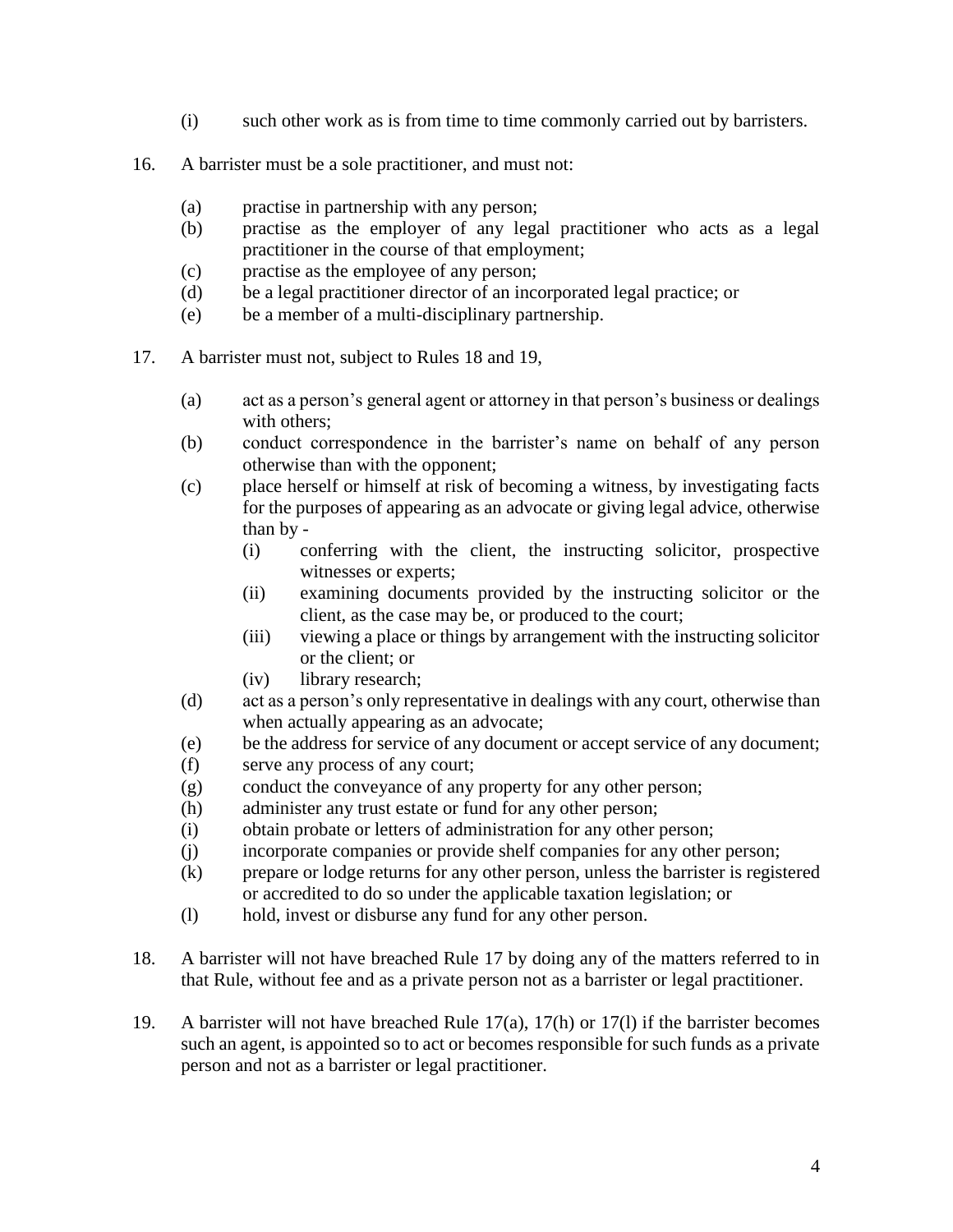(i) such other work as is from time to time commonly carried out by barristers.

16. A barrister must be a sole practitioner, and must not:

    (a) practise in partnership with any person;
    (b) practise as the employer of any legal practitioner who acts as a legal practitioner in the course of that employment;
    (c) practise as the employee of any person;
    (d) be a legal practitioner director of an incorporated legal practice; or
    (e) be a member of a multi-disciplinary partnership.

17. A barrister must not, subject to Rules 18 and 19,

    (a) act as a person's general agent or attorney in that person's business or dealings with others;
    (b) conduct correspondence in the barrister's name on behalf of any person otherwise than with the opponent;
    (c) place herself or himself at risk of becoming a witness, by investigating facts for the purposes of appearing as an advocate or giving legal advice, otherwise than by -
        (i) conferring with the client, the instructing solicitor, prospective witnesses or experts;
        (ii) examining documents provided by the instructing solicitor or the client, as the case may be, or produced to the court;
        (iii) viewing a place or things by arrangement with the instructing solicitor or the client; or
        (iv) library research;
    (d) act as a person's only representative in dealings with any court, otherwise than when actually appearing as an advocate;
    (e) be the address for service of any document or accept service of any document;
    (f) serve any process of any court;
    (g) conduct the conveyance of any property for any other person;
    (h) administer any trust estate or fund for any other person;
    (i) obtain probate or letters of administration for any other person;
    (j) incorporate companies or provide shelf companies for any other person;
    (k) prepare or lodge returns for any other person, unless the barrister is registered or accredited to do so under the applicable taxation legislation; or
    (l) hold, invest or disburse any fund for any other person.

18. A barrister will not have breached Rule 17 by doing any of the matters referred to in that Rule, without fee and as a private person not as a barrister or legal practitioner.

19. A barrister will not have breached Rule 17(a), 17(h) or 17(l) if the barrister becomes such an agent, is appointed so to act or becomes responsible for such funds as a private person and not as a barrister or legal practitioner.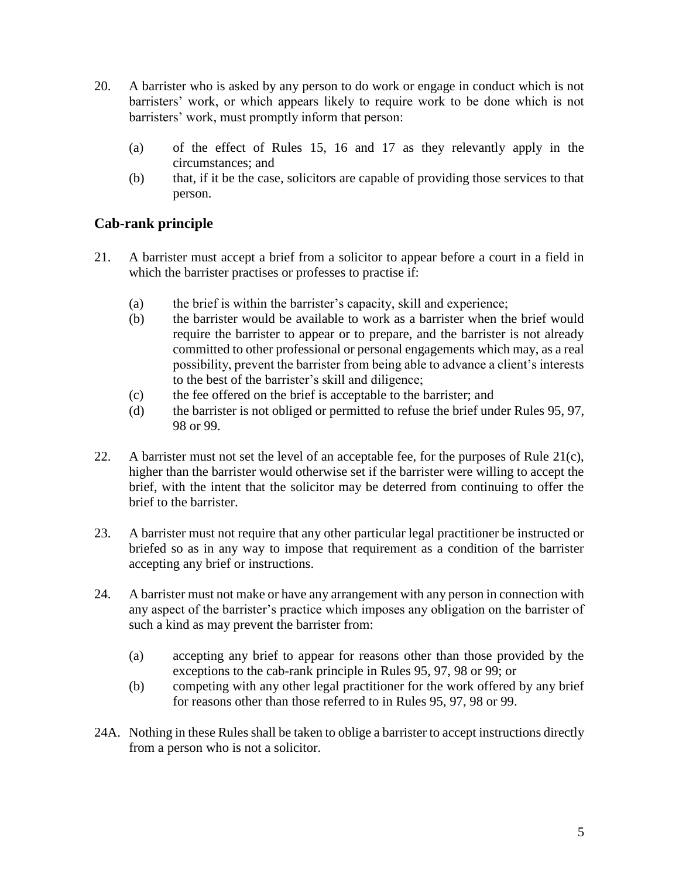20. A barrister who is asked by any person to do work or engage in conduct which is not barristers' work, or which appears likely to require work to be done which is not barristers' work, must promptly inform that person:

    (a) of the effect of Rules 15, 16 and 17 as they relevantly apply in the circumstances; and
    (b) that, if it be the case, solicitors are capable of providing those services to that person.

## Cab-rank principle

21. A barrister must accept a brief from a solicitor to appear before a court in a field in which the barrister practises or professes to practise if:

    (a) the brief is within the barrister's capacity, skill and experience;
    (b) the barrister would be available to work as a barrister when the brief would require the barrister to appear or to prepare, and the barrister is not already committed to other professional or personal engagements which may, as a real possibility, prevent the barrister from being able to advance a client's interests to the best of the barrister's skill and diligence;
    (c) the fee offered on the brief is acceptable to the barrister; and
    (d) the barrister is not obliged or permitted to refuse the brief under Rules 95, 97, 98 or 99.

22. A barrister must not set the level of an acceptable fee, for the purposes of Rule 21(c), higher than the barrister would otherwise set if the barrister were willing to accept the brief, with the intent that the solicitor may be deterred from continuing to offer the brief to the barrister.

23. A barrister must not require that any other particular legal practitioner be instructed or briefed so as in any way to impose that requirement as a condition of the barrister accepting any brief or instructions.

24. A barrister must not make or have any arrangement with any person in connection with any aspect of the barrister's practice which imposes any obligation on the barrister of such a kind as may prevent the barrister from:

    (a) accepting any brief to appear for reasons other than those provided by the exceptions to the cab-rank principle in Rules 95, 97, 98 or 99; or
    (b) competing with any other legal practitioner for the work offered by any brief for reasons other than those referred to in Rules 95, 97, 98 or 99.

24A. Nothing in these Rules shall be taken to oblige a barrister to accept instructions directly from a person who is not a solicitor.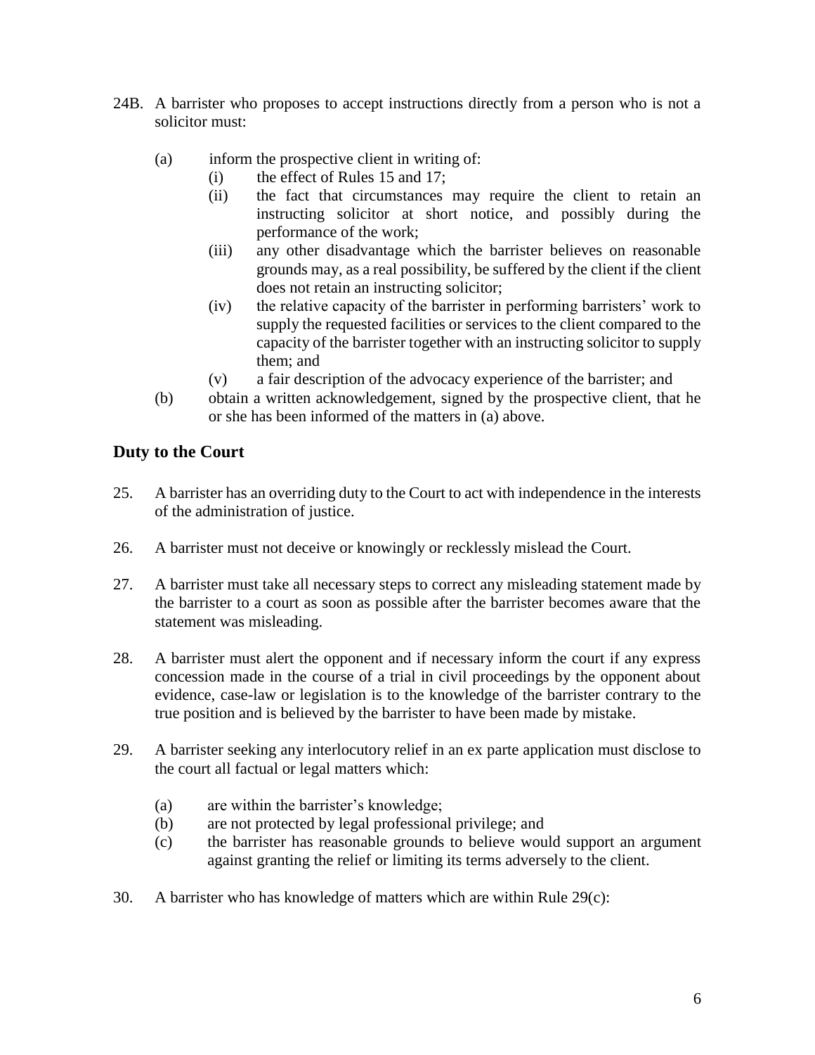24B. A barrister who proposes to accept instructions directly from a person who is not a solicitor must:

(a) inform the prospective client in writing of:
   (i) the effect of Rules 15 and 17;
   (ii) the fact that circumstances may require the client to retain an instructing solicitor at short notice, and possibly during the performance of the work;
   (iii) any other disadvantage which the barrister believes on reasonable grounds may, as a real possibility, be suffered by the client if the client does not retain an instructing solicitor;
   (iv) the relative capacity of the barrister in performing barristers' work to supply the requested facilities or services to the client compared to the capacity of the barrister together with an instructing solicitor to supply them; and
   (v) a fair description of the advocacy experience of the barrister; and

(b) obtain a written acknowledgement, signed by the prospective client, that he or she has been informed of the matters in (a) above.

## Duty to the Court

25. A barrister has an overriding duty to the Court to act with independence in the interests of the administration of justice.

26. A barrister must not deceive or knowingly or recklessly mislead the Court.

27. A barrister must take all necessary steps to correct any misleading statement made by the barrister to a court as soon as possible after the barrister becomes aware that the statement was misleading.

28. A barrister must alert the opponent and if necessary inform the court if any express concession made in the course of a trial in civil proceedings by the opponent about evidence, case-law or legislation is to the knowledge of the barrister contrary to the true position and is believed by the barrister to have been made by mistake.

29. A barrister seeking any interlocutory relief in an ex parte application must disclose to the court all factual or legal matters which:

(a) are within the barrister's knowledge;
(b) are not protected by legal professional privilege; and
(c) the barrister has reasonable grounds to believe would support an argument against granting the relief or limiting its terms adversely to the client.

30. A barrister who has knowledge of matters which are within Rule 29(c):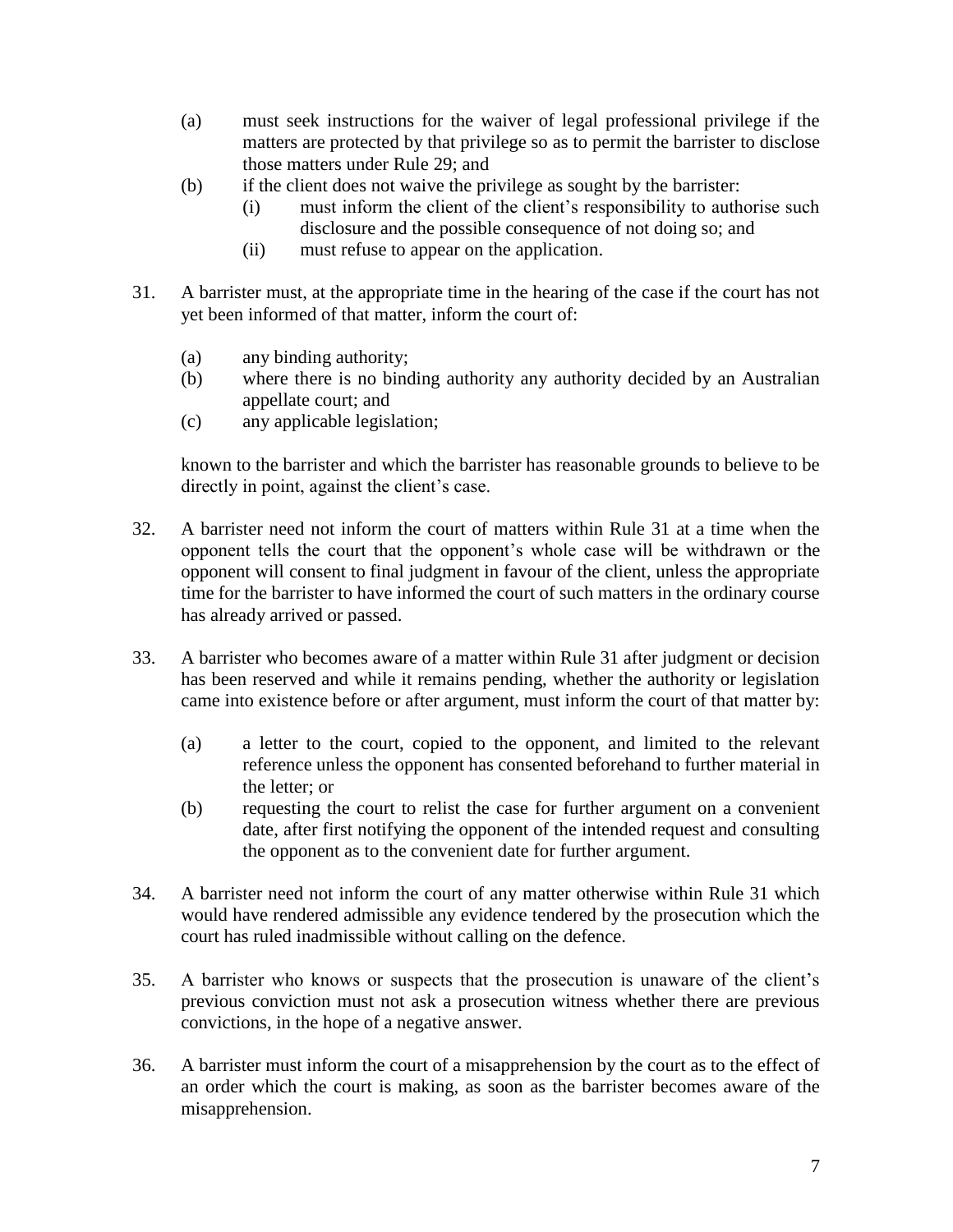(a) must seek instructions for the waiver of legal professional privilege if the matters are protected by that privilege so as to permit the barrister to disclose those matters under Rule 29; and

(b) if the client does not waive the privilege as sought by the barrister:

   (i) must inform the client of the client's responsibility to authorise such disclosure and the possible consequence of not doing so; and

   (ii) must refuse to appear on the application.

31. A barrister must, at the appropriate time in the hearing of the case if the court has not yet been informed of that matter, inform the court of:

   (a) any binding authority;

   (b) where there is no binding authority any authority decided by an Australian appellate court; and

   (c) any applicable legislation;

   known to the barrister and which the barrister has reasonable grounds to believe to be directly in point, against the client's case.

32. A barrister need not inform the court of matters within Rule 31 at a time when the opponent tells the court that the opponent's whole case will be withdrawn or the opponent will consent to final judgment in favour of the client, unless the appropriate time for the barrister to have informed the court of such matters in the ordinary course has already arrived or passed.

33. A barrister who becomes aware of a matter within Rule 31 after judgment or decision has been reserved and while it remains pending, whether the authority or legislation came into existence before or after argument, must inform the court of that matter by:

   (a) a letter to the court, copied to the opponent, and limited to the relevant reference unless the opponent has consented beforehand to further material in the letter; or

   (b) requesting the court to relist the case for further argument on a convenient date, after first notifying the opponent of the intended request and consulting the opponent as to the convenient date for further argument.

34. A barrister need not inform the court of any matter otherwise within Rule 31 which would have rendered admissible any evidence tendered by the prosecution which the court has ruled inadmissible without calling on the defence.

35. A barrister who knows or suspects that the prosecution is unaware of the client's previous conviction must not ask a prosecution witness whether there are previous convictions, in the hope of a negative answer.

36. A barrister must inform the court of a misapprehension by the court as to the effect of an order which the court is making, as soon as the barrister becomes aware of the misapprehension.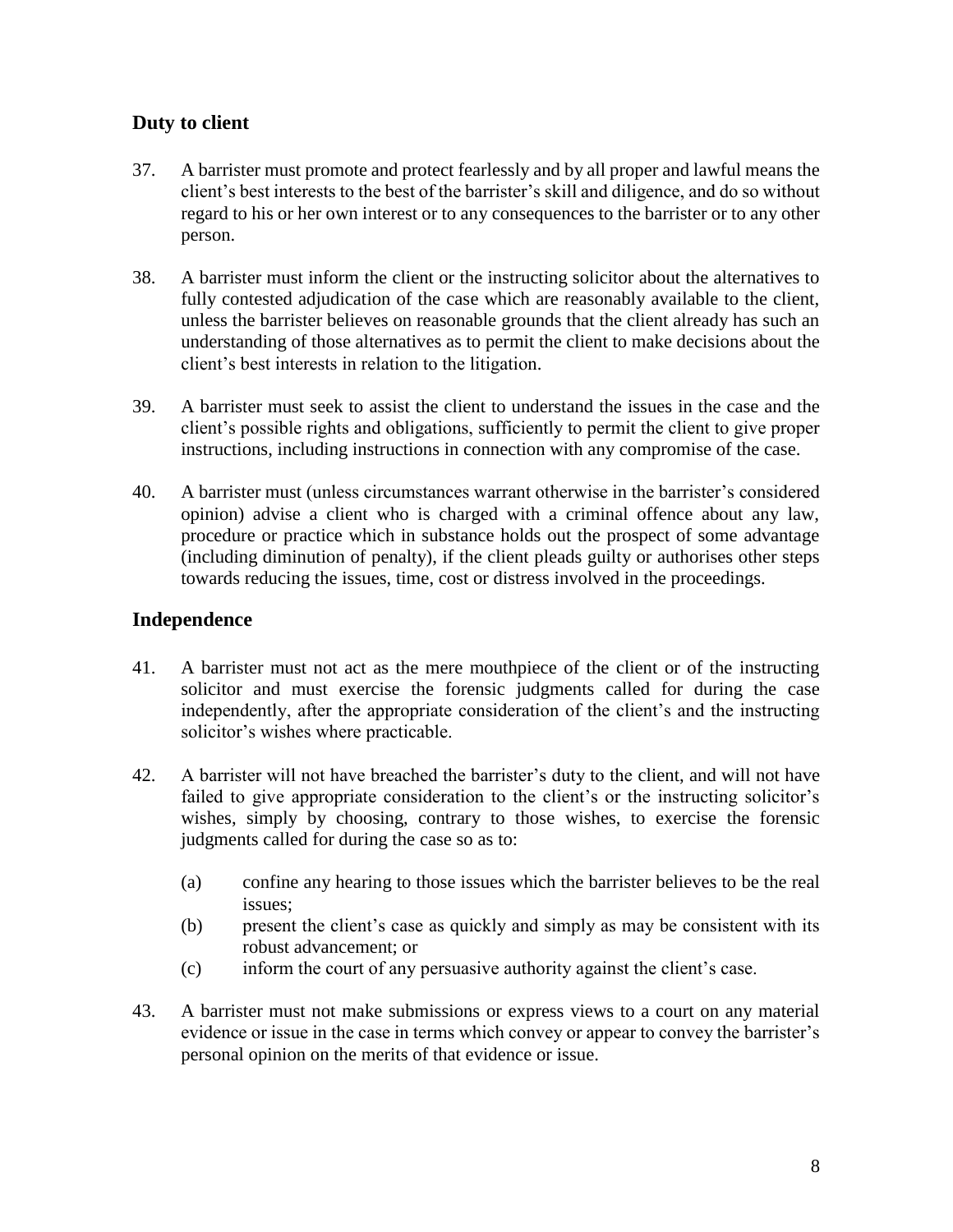## Duty to client

37. A barrister must promote and protect fearlessly and by all proper and lawful means the client's best interests to the best of the barrister's skill and diligence, and do so without regard to his or her own interest or to any consequences to the barrister or to any other person.

38. A barrister must inform the client or the instructing solicitor about the alternatives to fully contested adjudication of the case which are reasonably available to the client, unless the barrister believes on reasonable grounds that the client already has such an understanding of those alternatives as to permit the client to make decisions about the client's best interests in relation to the litigation.

39. A barrister must seek to assist the client to understand the issues in the case and the client's possible rights and obligations, sufficiently to permit the client to give proper instructions, including instructions in connection with any compromise of the case.

40. A barrister must (unless circumstances warrant otherwise in the barrister's considered opinion) advise a client who is charged with a criminal offence about any law, procedure or practice which in substance holds out the prospect of some advantage (including diminution of penalty), if the client pleads guilty or authorises other steps towards reducing the issues, time, cost or distress involved in the proceedings.

## Independence

41. A barrister must not act as the mere mouthpiece of the client or of the instructing solicitor and must exercise the forensic judgments called for during the case independently, after the appropriate consideration of the client's and the instructing solicitor's wishes where practicable.

42. A barrister will not have breached the barrister's duty to the client, and will not have failed to give appropriate consideration to the client's or the instructing solicitor's wishes, simply by choosing, contrary to those wishes, to exercise the forensic judgments called for during the case so as to:

    (a) confine any hearing to those issues which the barrister believes to be the real issues;
    (b) present the client's case as quickly and simply as may be consistent with its robust advancement; or
    (c) inform the court of any persuasive authority against the client's case.

43. A barrister must not make submissions or express views to a court on any material evidence or issue in the case in terms which convey or appear to convey the barrister's personal opinion on the merits of that evidence or issue.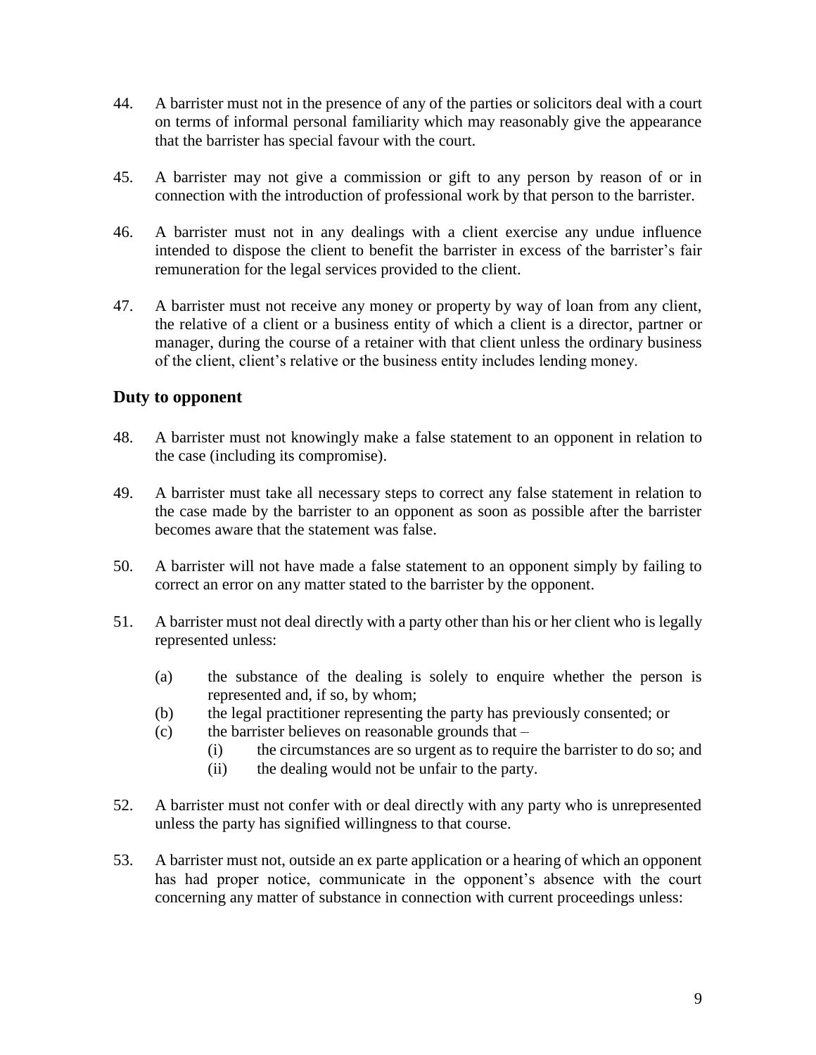44. A barrister must not in the presence of any of the parties or solicitors deal with a court on terms of informal personal familiarity which may reasonably give the appearance that the barrister has special favour with the court.

45. A barrister may not give a commission or gift to any person by reason of or in connection with the introduction of professional work by that person to the barrister.

46. A barrister must not in any dealings with a client exercise any undue influence intended to dispose the client to benefit the barrister in excess of the barrister's fair remuneration for the legal services provided to the client.

47. A barrister must not receive any money or property by way of loan from any client, the relative of a client or a business entity of which a client is a director, partner or manager, during the course of a retainer with that client unless the ordinary business of the client, client's relative or the business entity includes lending money.

## Duty to opponent

48. A barrister must not knowingly make a false statement to an opponent in relation to the case (including its compromise).

49. A barrister must take all necessary steps to correct any false statement in relation to the case made by the barrister to an opponent as soon as possible after the barrister becomes aware that the statement was false.

50. A barrister will not have made a false statement to an opponent simply by failing to correct an error on any matter stated to the barrister by the opponent.

51. A barrister must not deal directly with a party other than his or her client who is legally represented unless:

    (a) the substance of the dealing is solely to enquire whether the person is represented and, if so, by whom;
    (b) the legal practitioner representing the party has previously consented; or
    (c) the barrister believes on reasonable grounds that –
        (i) the circumstances are so urgent as to require the barrister to do so; and
        (ii) the dealing would not be unfair to the party.

52. A barrister must not confer with or deal directly with any party who is unrepresented unless the party has signified willingness to that course.

53. A barrister must not, outside an ex parte application or a hearing of which an opponent has had proper notice, communicate in the opponent's absence with the court concerning any matter of substance in connection with current proceedings unless: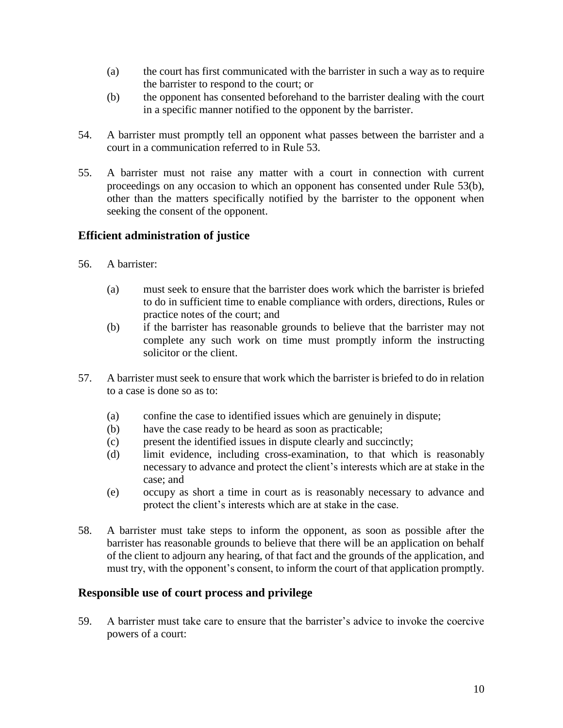(a) the court has first communicated with the barrister in such a way as to require the barrister to respond to the court; or
(b) the opponent has consented beforehand to the barrister dealing with the court in a specific manner notified to the opponent by the barrister.

54. A barrister must promptly tell an opponent what passes between the barrister and a court in a communication referred to in Rule 53.

55. A barrister must not raise any matter with a court in connection with current proceedings on any occasion to which an opponent has consented under Rule 53(b), other than the matters specifically notified by the barrister to the opponent when seeking the consent of the opponent.

## Efficient administration of justice

56. A barrister:

    (a) must seek to ensure that the barrister does work which the barrister is briefed to do in sufficient time to enable compliance with orders, directions, Rules or practice notes of the court; and
    (b) if the barrister has reasonable grounds to believe that the barrister may not complete any such work on time must promptly inform the instructing solicitor or the client.

57. A barrister must seek to ensure that work which the barrister is briefed to do in relation to a case is done so as to:

    (a) confine the case to identified issues which are genuinely in dispute;
    (b) have the case ready to be heard as soon as practicable;
    (c) present the identified issues in dispute clearly and succinctly;
    (d) limit evidence, including cross-examination, to that which is reasonably necessary to advance and protect the client's interests which are at stake in the case; and
    (e) occupy as short a time in court as is reasonably necessary to advance and protect the client's interests which are at stake in the case.

58. A barrister must take steps to inform the opponent, as soon as possible after the barrister has reasonable grounds to believe that there will be an application on behalf of the client to adjourn any hearing, of that fact and the grounds of the application, and must try, with the opponent's consent, to inform the court of that application promptly.

## Responsible use of court process and privilege

59. A barrister must take care to ensure that the barrister's advice to invoke the coercive powers of a court: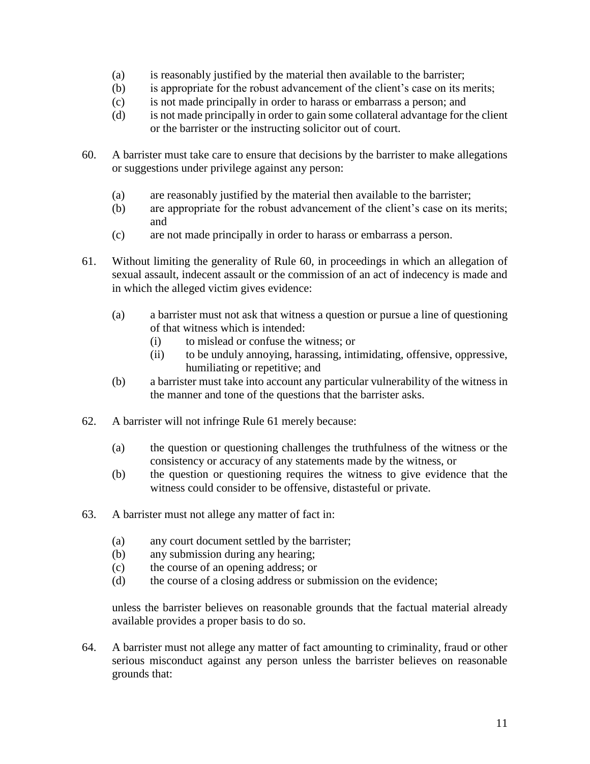(a) is reasonably justified by the material then available to the barrister;
(b) is appropriate for the robust advancement of the client's case on its merits;
(c) is not made principally in order to harass or embarrass a person; and
(d) is not made principally in order to gain some collateral advantage for the client or the barrister or the instructing solicitor out of court.

60. A barrister must take care to ensure that decisions by the barrister to make allegations or suggestions under privilege against any person:

(a) are reasonably justified by the material then available to the barrister;
(b) are appropriate for the robust advancement of the client's case on its merits; and
(c) are not made principally in order to harass or embarrass a person.

61. Without limiting the generality of Rule 60, in proceedings in which an allegation of sexual assault, indecent assault or the commission of an act of indecency is made and in which the alleged victim gives evidence:

(a) a barrister must not ask that witness a question or pursue a line of questioning of that witness which is intended:
   (i) to mislead or confuse the witness; or
   (ii) to be unduly annoying, harassing, intimidating, offensive, oppressive, humiliating or repetitive; and
(b) a barrister must take into account any particular vulnerability of the witness in the manner and tone of the questions that the barrister asks.

62. A barrister will not infringe Rule 61 merely because:

(a) the question or questioning challenges the truthfulness of the witness or the consistency or accuracy of any statements made by the witness, or
(b) the question or questioning requires the witness to give evidence that the witness could consider to be offensive, distasteful or private.

63. A barrister must not allege any matter of fact in:

(a) any court document settled by the barrister;
(b) any submission during any hearing;
(c) the course of an opening address; or
(d) the course of a closing address or submission on the evidence;

unless the barrister believes on reasonable grounds that the factual material already available provides a proper basis to do so.

64. A barrister must not allege any matter of fact amounting to criminality, fraud or other serious misconduct against any person unless the barrister believes on reasonable grounds that: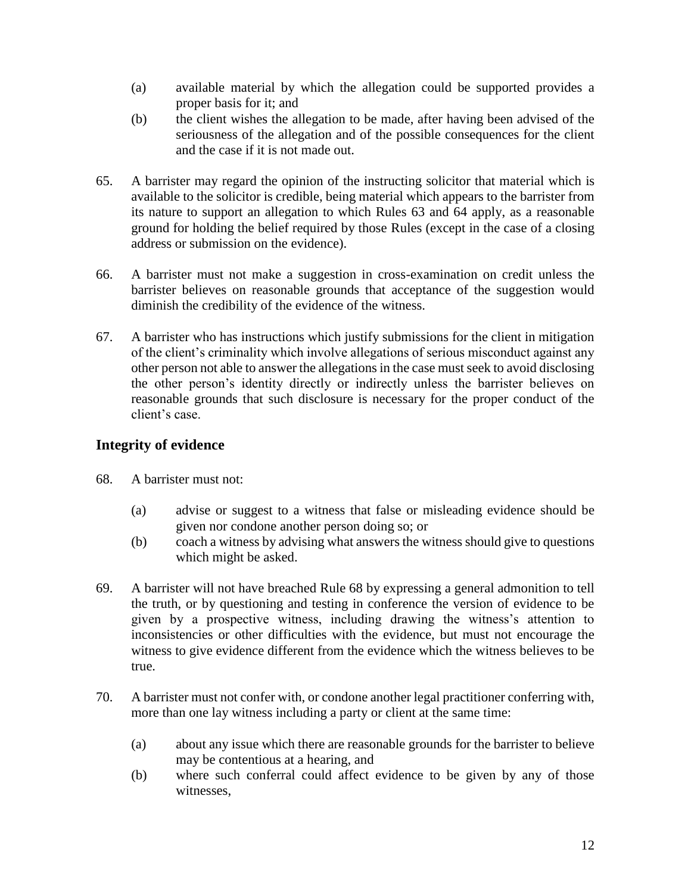(a) available material by which the allegation could be supported provides a proper basis for it; and
(b) the client wishes the allegation to be made, after having been advised of the seriousness of the allegation and of the possible consequences for the client and the case if it is not made out.

65. A barrister may regard the opinion of the instructing solicitor that material which is available to the solicitor is credible, being material which appears to the barrister from its nature to support an allegation to which Rules 63 and 64 apply, as a reasonable ground for holding the belief required by those Rules (except in the case of a closing address or submission on the evidence).

66. A barrister must not make a suggestion in cross-examination on credit unless the barrister believes on reasonable grounds that acceptance of the suggestion would diminish the credibility of the evidence of the witness.

67. A barrister who has instructions which justify submissions for the client in mitigation of the client's criminality which involve allegations of serious misconduct against any other person not able to answer the allegations in the case must seek to avoid disclosing the other person's identity directly or indirectly unless the barrister believes on reasonable grounds that such disclosure is necessary for the proper conduct of the client's case.

## Integrity of evidence

68. A barrister must not:

(a) advise or suggest to a witness that false or misleading evidence should be given nor condone another person doing so; or
(b) coach a witness by advising what answers the witness should give to questions which might be asked.

69. A barrister will not have breached Rule 68 by expressing a general admonition to tell the truth, or by questioning and testing in conference the version of evidence to be given by a prospective witness, including drawing the witness's attention to inconsistencies or other difficulties with the evidence, but must not encourage the witness to give evidence different from the evidence which the witness believes to be true.

70. A barrister must not confer with, or condone another legal practitioner conferring with, more than one lay witness including a party or client at the same time:

(a) about any issue which there are reasonable grounds for the barrister to believe may be contentious at a hearing, and
(b) where such conferral could affect evidence to be given by any of those witnesses,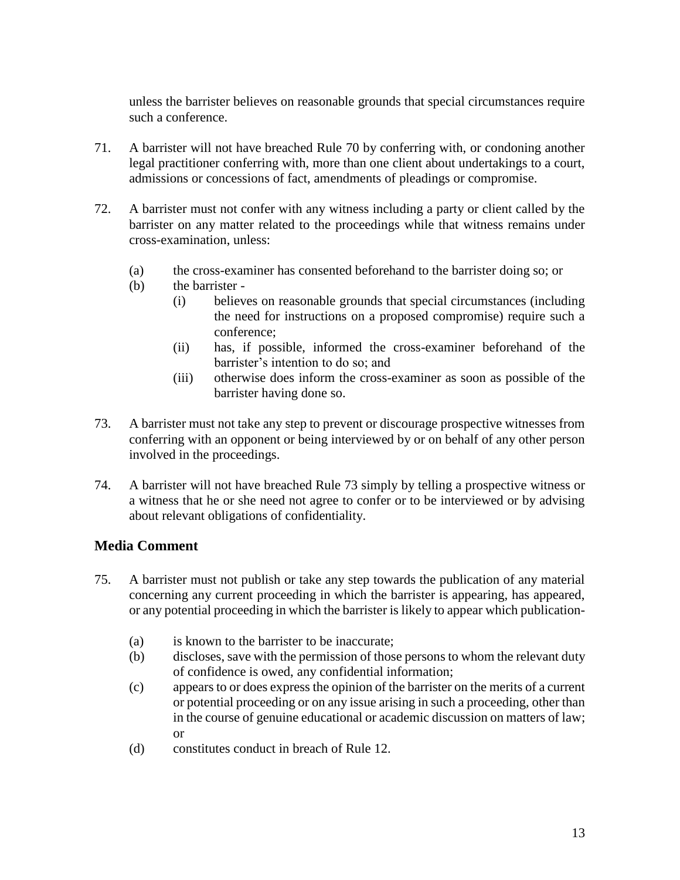unless the barrister believes on reasonable grounds that special circumstances require such a conference.

71. A barrister will not have breached Rule 70 by conferring with, or condoning another legal practitioner conferring with, more than one client about undertakings to a court, admissions or concessions of fact, amendments of pleadings or compromise.

72. A barrister must not confer with any witness including a party or client called by the barrister on any matter related to the proceedings while that witness remains under cross-examination, unless:

    (a) the cross-examiner has consented beforehand to the barrister doing so; or
    (b) the barrister -
        (i) believes on reasonable grounds that special circumstances (including the need for instructions on a proposed compromise) require such a conference;
        (ii) has, if possible, informed the cross-examiner beforehand of the barrister's intention to do so; and
        (iii) otherwise does inform the cross-examiner as soon as possible of the barrister having done so.

73. A barrister must not take any step to prevent or discourage prospective witnesses from conferring with an opponent or being interviewed by or on behalf of any other person involved in the proceedings.

74. A barrister will not have breached Rule 73 simply by telling a prospective witness or a witness that he or she need not agree to confer or to be interviewed or by advising about relevant obligations of confidentiality.

## Media Comment

75. A barrister must not publish or take any step towards the publication of any material concerning any current proceeding in which the barrister is appearing, has appeared, or any potential proceeding in which the barrister is likely to appear which publication-

    (a) is known to the barrister to be inaccurate;
    (b) discloses, save with the permission of those persons to whom the relevant duty of confidence is owed, any confidential information;
    (c) appears to or does express the opinion of the barrister on the merits of a current or potential proceeding or on any issue arising in such a proceeding, other than in the course of genuine educational or academic discussion on matters of law; or
    (d) constitutes conduct in breach of Rule 12.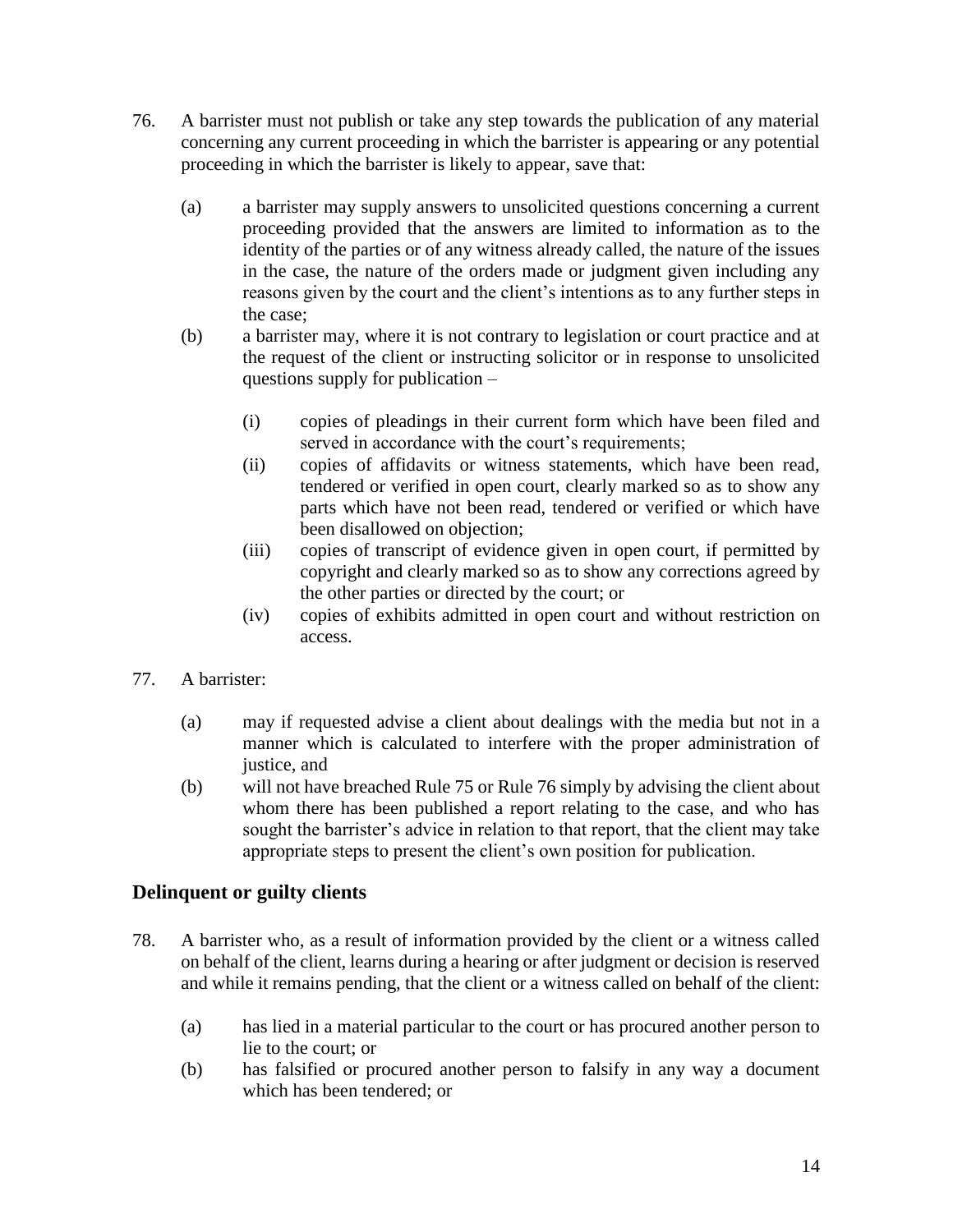76. A barrister must not publish or take any step towards the publication of any material concerning any current proceeding in which the barrister is appearing or any potential proceeding in which the barrister is likely to appear, save that:

    (a) a barrister may supply answers to unsolicited questions concerning a current proceeding provided that the answers are limited to information as to the identity of the parties or of any witness already called, the nature of the issues in the case, the nature of the orders made or judgment given including any reasons given by the court and the client's intentions as to any further steps in the case;

    (b) a barrister may, where it is not contrary to legislation or court practice and at the request of the client or instructing solicitor or in response to unsolicited questions supply for publication –

        (i) copies of pleadings in their current form which have been filed and served in accordance with the court's requirements;

        (ii) copies of affidavits or witness statements, which have been read, tendered or verified in open court, clearly marked so as to show any parts which have not been read, tendered or verified or which have been disallowed on objection;

        (iii) copies of transcript of evidence given in open court, if permitted by copyright and clearly marked so as to show any corrections agreed by the other parties or directed by the court; or

        (iv) copies of exhibits admitted in open court and without restriction on access.

77. A barrister:

    (a) may if requested advise a client about dealings with the media but not in a manner which is calculated to interfere with the proper administration of justice, and

    (b) will not have breached Rule 75 or Rule 76 simply by advising the client about whom there has been published a report relating to the case, and who has sought the barrister's advice in relation to that report, that the client may take appropriate steps to present the client's own position for publication.

## Delinquent or guilty clients

78. A barrister who, as a result of information provided by the client or a witness called on behalf of the client, learns during a hearing or after judgment or decision is reserved and while it remains pending, that the client or a witness called on behalf of the client:

    (a) has lied in a material particular to the court or has procured another person to lie to the court; or

    (b) has falsified or procured another person to falsify in any way a document which has been tendered; or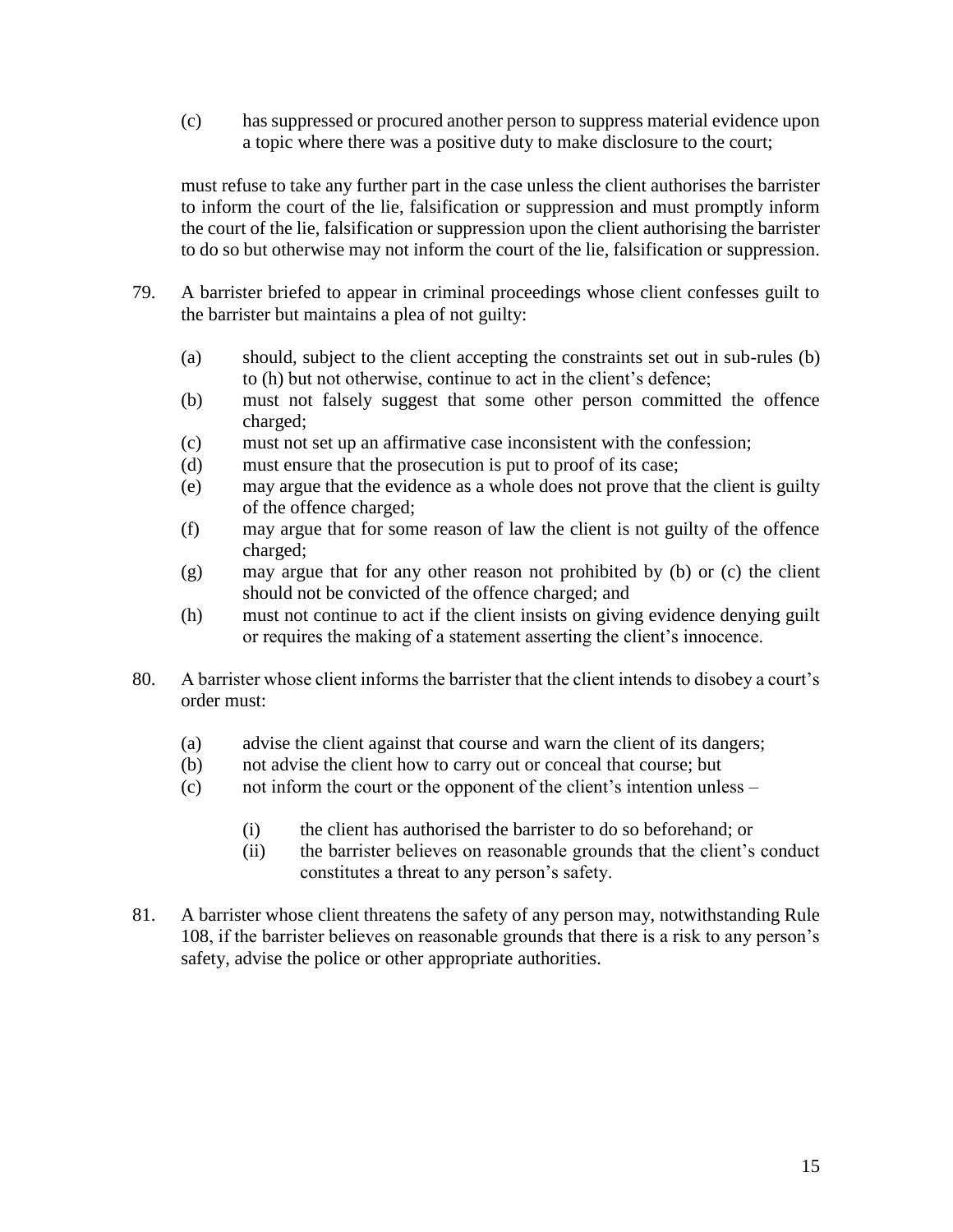(c) has suppressed or procured another person to suppress material evidence upon a topic where there was a positive duty to make disclosure to the court;

must refuse to take any further part in the case unless the client authorises the barrister to inform the court of the lie, falsification or suppression and must promptly inform the court of the lie, falsification or suppression upon the client authorising the barrister to do so but otherwise may not inform the court of the lie, falsification or suppression.

79. A barrister briefed to appear in criminal proceedings whose client confesses guilt to the barrister but maintains a plea of not guilty:

(a) should, subject to the client accepting the constraints set out in sub-rules (b) to (h) but not otherwise, continue to act in the client's defence;
(b) must not falsely suggest that some other person committed the offence charged;
(c) must not set up an affirmative case inconsistent with the confession;
(d) must ensure that the prosecution is put to proof of its case;
(e) may argue that the evidence as a whole does not prove that the client is guilty of the offence charged;
(f) may argue that for some reason of law the client is not guilty of the offence charged;
(g) may argue that for any other reason not prohibited by (b) or (c) the client should not be convicted of the offence charged; and
(h) must not continue to act if the client insists on giving evidence denying guilt or requires the making of a statement asserting the client's innocence.

80. A barrister whose client informs the barrister that the client intends to disobey a court's order must:

(a) advise the client against that course and warn the client of its dangers;
(b) not advise the client how to carry out or conceal that course; but
(c) not inform the court or the opponent of the client's intention unless –

    (i) the client has authorised the barrister to do so beforehand; or
    (ii) the barrister believes on reasonable grounds that the client's conduct constitutes a threat to any person's safety.

81. A barrister whose client threatens the safety of any person may, notwithstanding Rule 108, if the barrister believes on reasonable grounds that there is a risk to any person's safety, advise the police or other appropriate authorities.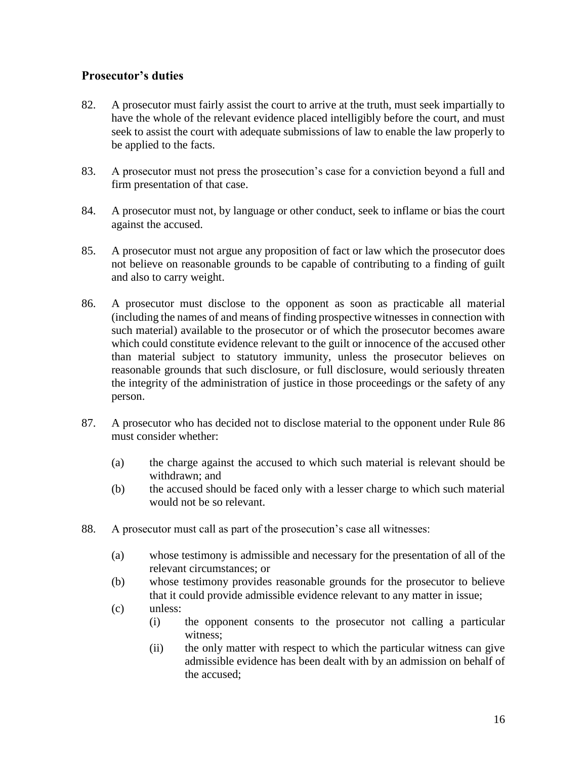## Prosecutor's duties

82. A prosecutor must fairly assist the court to arrive at the truth, must seek impartially to have the whole of the relevant evidence placed intelligibly before the court, and must seek to assist the court with adequate submissions of law to enable the law properly to be applied to the facts.

83. A prosecutor must not press the prosecution's case for a conviction beyond a full and firm presentation of that case.

84. A prosecutor must not, by language or other conduct, seek to inflame or bias the court against the accused.

85. A prosecutor must not argue any proposition of fact or law which the prosecutor does not believe on reasonable grounds to be capable of contributing to a finding of guilt and also to carry weight.

86. A prosecutor must disclose to the opponent as soon as practicable all material (including the names of and means of finding prospective witnesses in connection with such material) available to the prosecutor or of which the prosecutor becomes aware which could constitute evidence relevant to the guilt or innocence of the accused other than material subject to statutory immunity, unless the prosecutor believes on reasonable grounds that such disclosure, or full disclosure, would seriously threaten the integrity of the administration of justice in those proceedings or the safety of any person.

87. A prosecutor who has decided not to disclose material to the opponent under Rule 86 must consider whether:

    (a) the charge against the accused to which such material is relevant should be withdrawn; and
    (b) the accused should be faced only with a lesser charge to which such material would not be so relevant.

88. A prosecutor must call as part of the prosecution's case all witnesses:

    (a) whose testimony is admissible and necessary for the presentation of all of the relevant circumstances; or
    (b) whose testimony provides reasonable grounds for the prosecutor to believe that it could provide admissible evidence relevant to any matter in issue;
    (c) unless:
        (i) the opponent consents to the prosecutor not calling a particular witness;
        (ii) the only matter with respect to which the particular witness can give admissible evidence has been dealt with by an admission on behalf of the accused;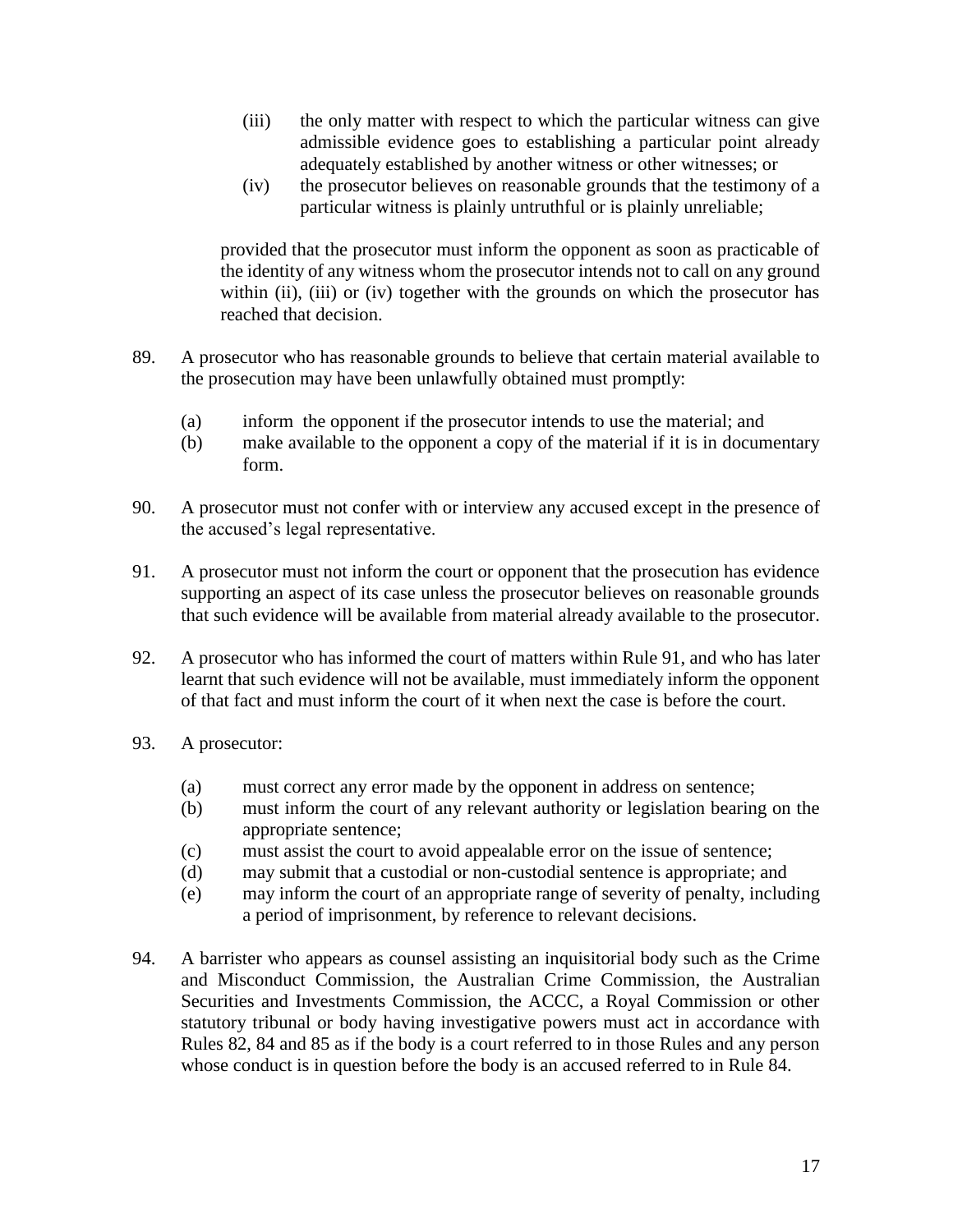(iii) the only matter with respect to which the particular witness can give admissible evidence goes to establishing a particular point already adequately established by another witness or other witnesses; or

(iv) the prosecutor believes on reasonable grounds that the testimony of a particular witness is plainly untruthful or is plainly unreliable;

provided that the prosecutor must inform the opponent as soon as practicable of the identity of any witness whom the prosecutor intends not to call on any ground within (ii), (iii) or (iv) together with the grounds on which the prosecutor has reached that decision.

89. A prosecutor who has reasonable grounds to believe that certain material available to the prosecution may have been unlawfully obtained must promptly:

(a) inform the opponent if the prosecutor intends to use the material; and

(b) make available to the opponent a copy of the material if it is in documentary form.

90. A prosecutor must not confer with or interview any accused except in the presence of the accused's legal representative.

91. A prosecutor must not inform the court or opponent that the prosecution has evidence supporting an aspect of its case unless the prosecutor believes on reasonable grounds that such evidence will be available from material already available to the prosecutor.

92. A prosecutor who has informed the court of matters within Rule 91, and who has later learnt that such evidence will not be available, must immediately inform the opponent of that fact and must inform the court of it when next the case is before the court.

93. A prosecutor:

(a) must correct any error made by the opponent in address on sentence;

(b) must inform the court of any relevant authority or legislation bearing on the appropriate sentence;

(c) must assist the court to avoid appealable error on the issue of sentence;

(d) may submit that a custodial or non-custodial sentence is appropriate; and

(e) may inform the court of an appropriate range of severity of penalty, including a period of imprisonment, by reference to relevant decisions.

94. A barrister who appears as counsel assisting an inquisitorial body such as the Crime and Misconduct Commission, the Australian Crime Commission, the Australian Securities and Investments Commission, the ACCC, a Royal Commission or other statutory tribunal or body having investigative powers must act in accordance with Rules 82, 84 and 85 as if the body is a court referred to in those Rules and any person whose conduct is in question before the body is an accused referred to in Rule 84.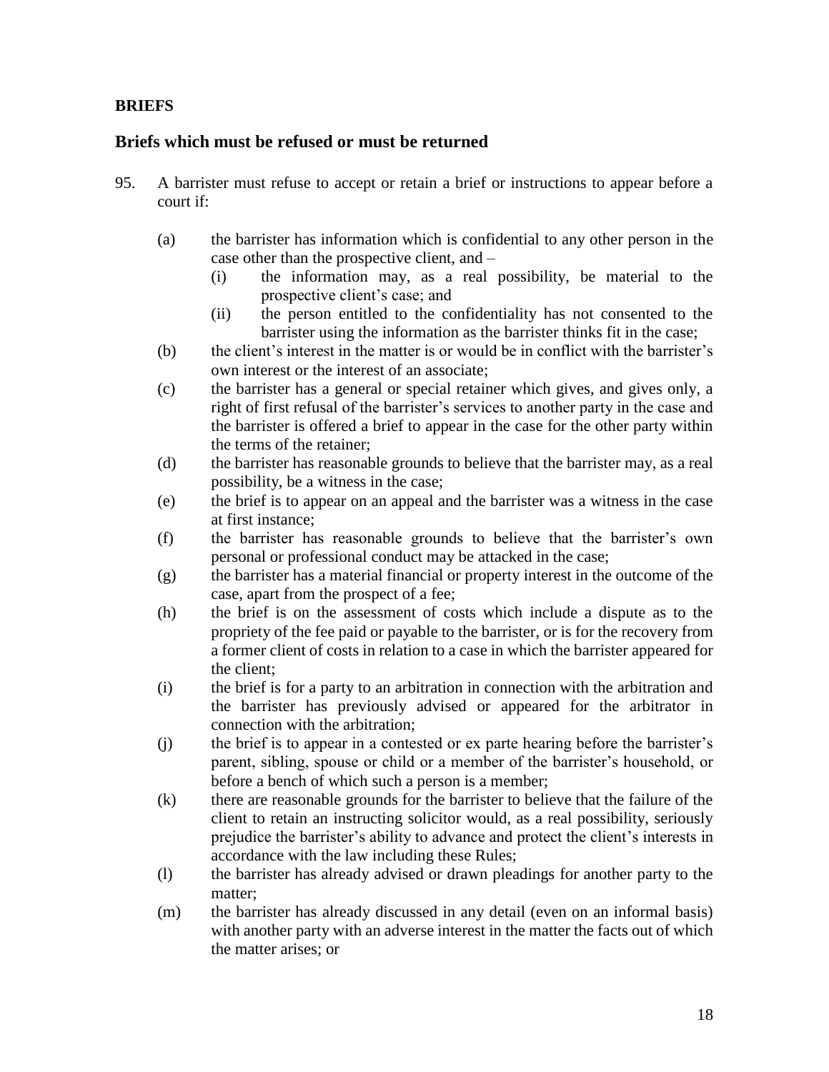**BRIEFS**

## Briefs which must be refused or must be returned

95. A barrister must refuse to accept or retain a brief or instructions to appear before a court if:

    (a) the barrister has information which is confidential to any other person in the case other than the prospective client, and –
        (i) the information may, as a real possibility, be material to the prospective client's case; and
        (ii) the person entitled to the confidentiality has not consented to the barrister using the information as the barrister thinks fit in the case;

    (b) the client's interest in the matter is or would be in conflict with the barrister's own interest or the interest of an associate;

    (c) the barrister has a general or special retainer which gives, and gives only, a right of first refusal of the barrister's services to another party in the case and the barrister is offered a brief to appear in the case for the other party within the terms of the retainer;

    (d) the barrister has reasonable grounds to believe that the barrister may, as a real possibility, be a witness in the case;

    (e) the brief is to appear on an appeal and the barrister was a witness in the case at first instance;

    (f) the barrister has reasonable grounds to believe that the barrister's own personal or professional conduct may be attacked in the case;

    (g) the barrister has a material financial or property interest in the outcome of the case, apart from the prospect of a fee;

    (h) the brief is on the assessment of costs which include a dispute as to the propriety of the fee paid or payable to the barrister, or is for the recovery from a former client of costs in relation to a case in which the barrister appeared for the client;

    (i) the brief is for a party to an arbitration in connection with the arbitration and the barrister has previously advised or appeared for the arbitrator in connection with the arbitration;

    (j) the brief is to appear in a contested or ex parte hearing before the barrister's parent, sibling, spouse or child or a member of the barrister's household, or before a bench of which such a person is a member;

    (k) there are reasonable grounds for the barrister to believe that the failure of the client to retain an instructing solicitor would, as a real possibility, seriously prejudice the barrister's ability to advance and protect the client's interests in accordance with the law including these Rules;

    (l) the barrister has already advised or drawn pleadings for another party to the matter;

    (m) the barrister has already discussed in any detail (even on an informal basis) with another party with an adverse interest in the matter the facts out of which the matter arises; or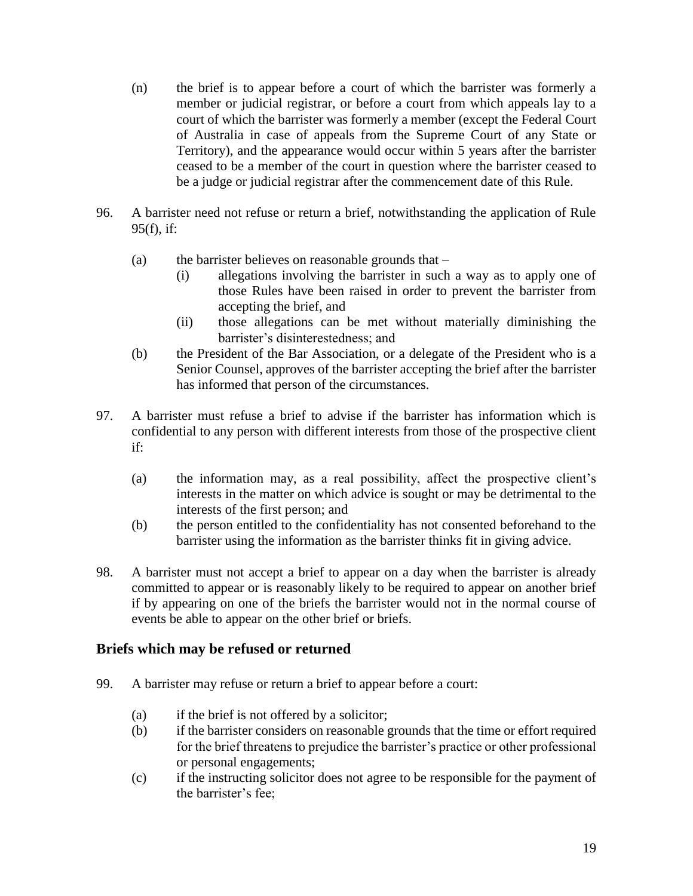(n) the brief is to appear before a court of which the barrister was formerly a member or judicial registrar, or before a court from which appeals lay to a court of which the barrister was formerly a member (except the Federal Court of Australia in case of appeals from the Supreme Court of any State or Territory), and the appearance would occur within 5 years after the barrister ceased to be a member of the court in question where the barrister ceased to be a judge or judicial registrar after the commencement date of this Rule.

96. A barrister need not refuse or return a brief, notwithstanding the application of Rule 95(f), if:

 (a) the barrister believes on reasonable grounds that –
  (i) allegations involving the barrister in such a way as to apply one of those Rules have been raised in order to prevent the barrister from accepting the brief, and
  (ii) those allegations can be met without materially diminishing the barrister's disinterestedness; and
 (b) the President of the Bar Association, or a delegate of the President who is a Senior Counsel, approves of the barrister accepting the brief after the barrister has informed that person of the circumstances.

97. A barrister must refuse a brief to advise if the barrister has information which is confidential to any person with different interests from those of the prospective client if:

 (a) the information may, as a real possibility, affect the prospective client's interests in the matter on which advice is sought or may be detrimental to the interests of the first person; and
 (b) the person entitled to the confidentiality has not consented beforehand to the barrister using the information as the barrister thinks fit in giving advice.

98. A barrister must not accept a brief to appear on a day when the barrister is already committed to appear or is reasonably likely to be required to appear on another brief if by appearing on one of the briefs the barrister would not in the normal course of events be able to appear on the other brief or briefs.

## Briefs which may be refused or returned

99. A barrister may refuse or return a brief to appear before a court:

 (a) if the brief is not offered by a solicitor;
 (b) if the barrister considers on reasonable grounds that the time or effort required for the brief threatens to prejudice the barrister's practice or other professional or personal engagements;
 (c) if the instructing solicitor does not agree to be responsible for the payment of the barrister's fee;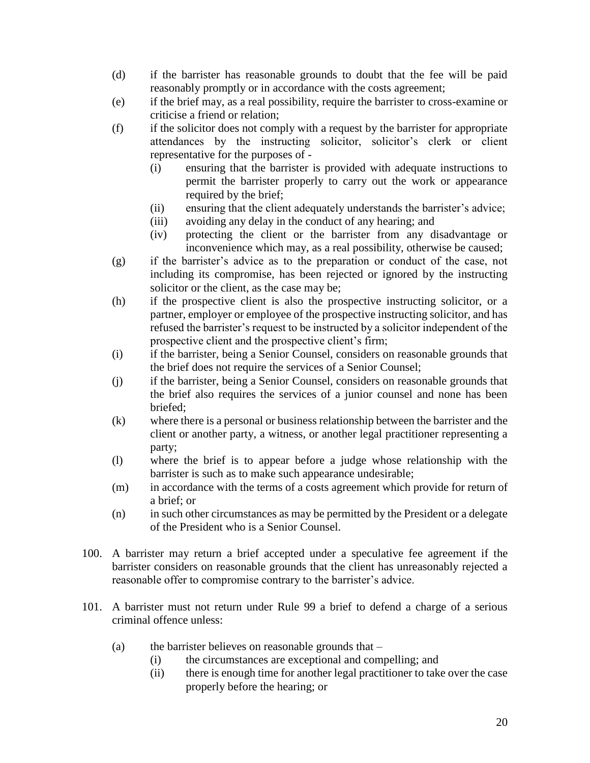(d) if the barrister has reasonable grounds to doubt that the fee will be paid reasonably promptly or in accordance with the costs agreement;

(e) if the brief may, as a real possibility, require the barrister to cross-examine or criticise a friend or relation;

(f) if the solicitor does not comply with a request by the barrister for appropriate attendances by the instructing solicitor, solicitor's clerk or client representative for the purposes of -

   (i) ensuring that the barrister is provided with adequate instructions to permit the barrister properly to carry out the work or appearance required by the brief;

   (ii) ensuring that the client adequately understands the barrister's advice;

   (iii) avoiding any delay in the conduct of any hearing; and

   (iv) protecting the client or the barrister from any disadvantage or inconvenience which may, as a real possibility, otherwise be caused;

(g) if the barrister's advice as to the preparation or conduct of the case, not including its compromise, has been rejected or ignored by the instructing solicitor or the client, as the case may be;

(h) if the prospective client is also the prospective instructing solicitor, or a partner, employer or employee of the prospective instructing solicitor, and has refused the barrister's request to be instructed by a solicitor independent of the prospective client and the prospective client's firm;

(i) if the barrister, being a Senior Counsel, considers on reasonable grounds that the brief does not require the services of a Senior Counsel;

(j) if the barrister, being a Senior Counsel, considers on reasonable grounds that the brief also requires the services of a junior counsel and none has been briefed;

(k) where there is a personal or business relationship between the barrister and the client or another party, a witness, or another legal practitioner representing a party;

(l) where the brief is to appear before a judge whose relationship with the barrister is such as to make such appearance undesirable;

(m) in accordance with the terms of a costs agreement which provide for return of a brief; or

(n) in such other circumstances as may be permitted by the President or a delegate of the President who is a Senior Counsel.

100. A barrister may return a brief accepted under a speculative fee agreement if the barrister considers on reasonable grounds that the client has unreasonably rejected a reasonable offer to compromise contrary to the barrister's advice.

101. A barrister must not return under Rule 99 a brief to defend a charge of a serious criminal offence unless:

   (a) the barrister believes on reasonable grounds that –

      (i) the circumstances are exceptional and compelling; and

      (ii) there is enough time for another legal practitioner to take over the case properly before the hearing; or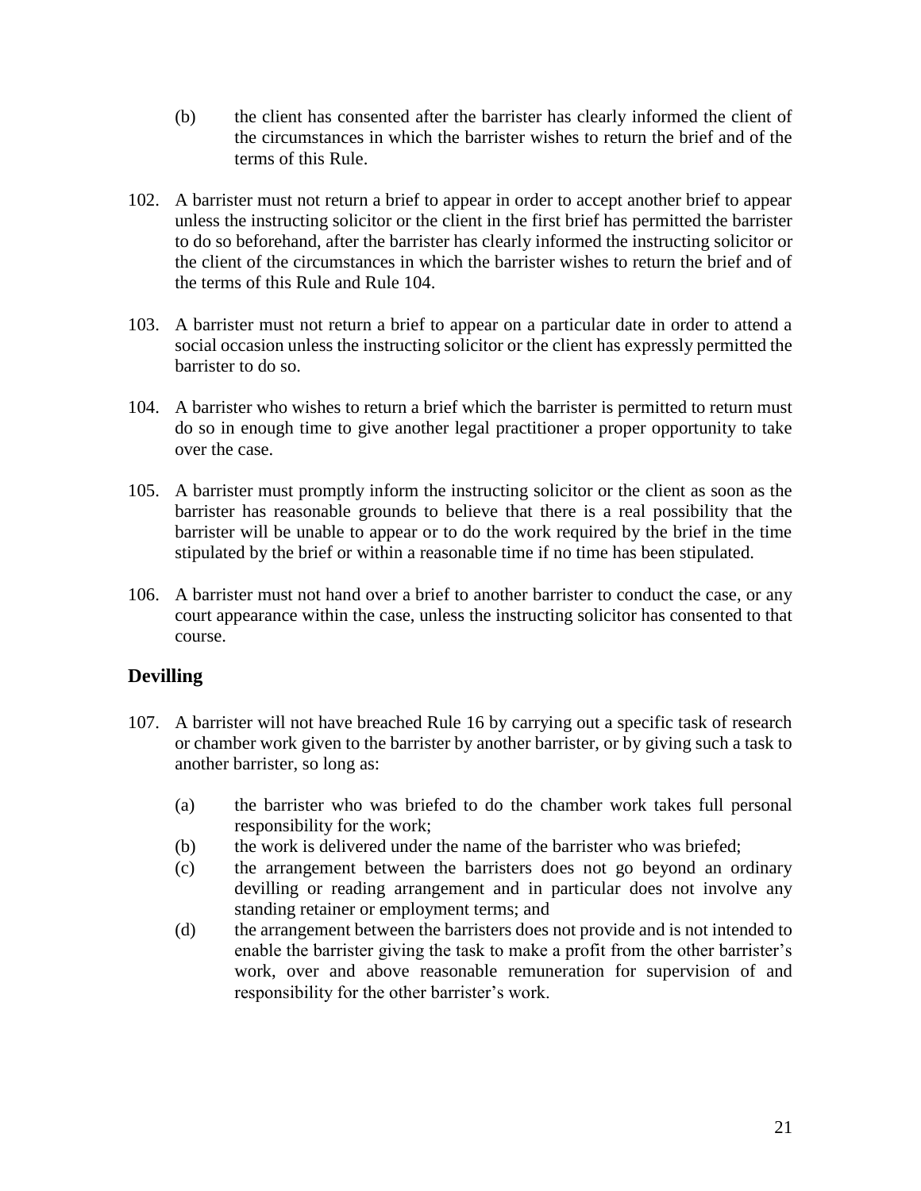(b) the client has consented after the barrister has clearly informed the client of the circumstances in which the barrister wishes to return the brief and of the terms of this Rule.

102. A barrister must not return a brief to appear in order to accept another brief to appear unless the instructing solicitor or the client in the first brief has permitted the barrister to do so beforehand, after the barrister has clearly informed the instructing solicitor or the client of the circumstances in which the barrister wishes to return the brief and of the terms of this Rule and Rule 104.

103. A barrister must not return a brief to appear on a particular date in order to attend a social occasion unless the instructing solicitor or the client has expressly permitted the barrister to do so.

104. A barrister who wishes to return a brief which the barrister is permitted to return must do so in enough time to give another legal practitioner a proper opportunity to take over the case.

105. A barrister must promptly inform the instructing solicitor or the client as soon as the barrister has reasonable grounds to believe that there is a real possibility that the barrister will be unable to appear or to do the work required by the brief in the time stipulated by the brief or within a reasonable time if no time has been stipulated.

106. A barrister must not hand over a brief to another barrister to conduct the case, or any court appearance within the case, unless the instructing solicitor has consented to that course.

## Devilling

107. A barrister will not have breached Rule 16 by carrying out a specific task of research or chamber work given to the barrister by another barrister, or by giving such a task to another barrister, so long as:

(a) the barrister who was briefed to do the chamber work takes full personal responsibility for the work;

(b) the work is delivered under the name of the barrister who was briefed;

(c) the arrangement between the barristers does not go beyond an ordinary devilling or reading arrangement and in particular does not involve any standing retainer or employment terms; and

(d) the arrangement between the barristers does not provide and is not intended to enable the barrister giving the task to make a profit from the other barrister's work, over and above reasonable remuneration for supervision of and responsibility for the other barrister's work.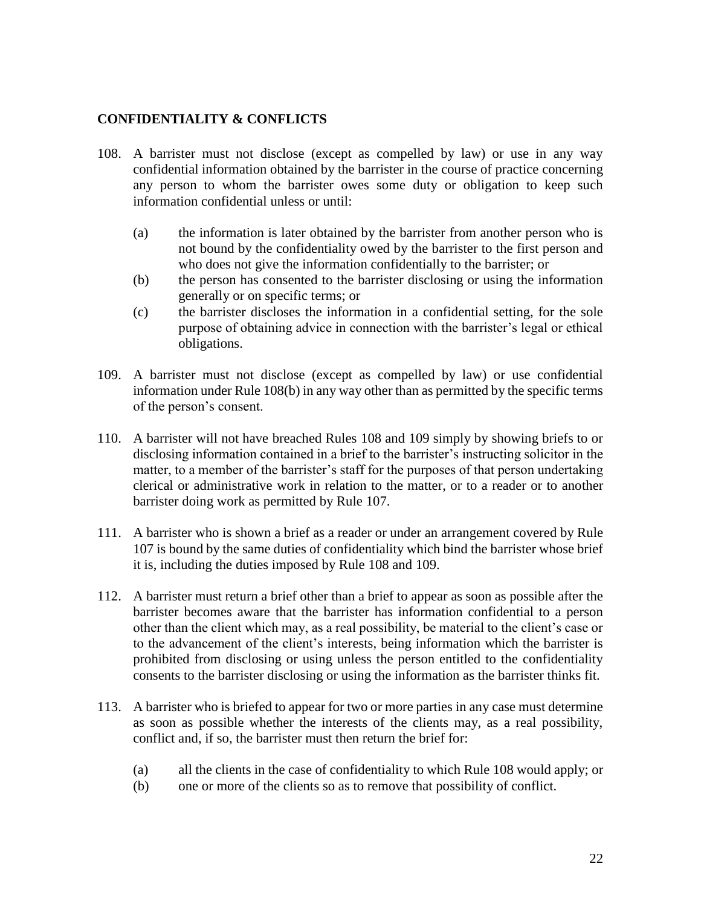## CONFIDENTIALITY & CONFLICTS

108. A barrister must not disclose (except as compelled by law) or use in any way confidential information obtained by the barrister in the course of practice concerning any person to whom the barrister owes some duty or obligation to keep such information confidential unless or until:

    (a) the information is later obtained by the barrister from another person who is not bound by the confidentiality owed by the barrister to the first person and who does not give the information confidentially to the barrister; or
    (b) the person has consented to the barrister disclosing or using the information generally or on specific terms; or
    (c) the barrister discloses the information in a confidential setting, for the sole purpose of obtaining advice in connection with the barrister's legal or ethical obligations.

109. A barrister must not disclose (except as compelled by law) or use confidential information under Rule 108(b) in any way other than as permitted by the specific terms of the person's consent.

110. A barrister will not have breached Rules 108 and 109 simply by showing briefs to or disclosing information contained in a brief to the barrister's instructing solicitor in the matter, to a member of the barrister's staff for the purposes of that person undertaking clerical or administrative work in relation to the matter, or to a reader or to another barrister doing work as permitted by Rule 107.

111. A barrister who is shown a brief as a reader or under an arrangement covered by Rule 107 is bound by the same duties of confidentiality which bind the barrister whose brief it is, including the duties imposed by Rule 108 and 109.

112. A barrister must return a brief other than a brief to appear as soon as possible after the barrister becomes aware that the barrister has information confidential to a person other than the client which may, as a real possibility, be material to the client's case or to the advancement of the client's interests, being information which the barrister is prohibited from disclosing or using unless the person entitled to the confidentiality consents to the barrister disclosing or using the information as the barrister thinks fit.

113. A barrister who is briefed to appear for two or more parties in any case must determine as soon as possible whether the interests of the clients may, as a real possibility, conflict and, if so, the barrister must then return the brief for:

    (a) all the clients in the case of confidentiality to which Rule 108 would apply; or
    (b) one or more of the clients so as to remove that possibility of conflict.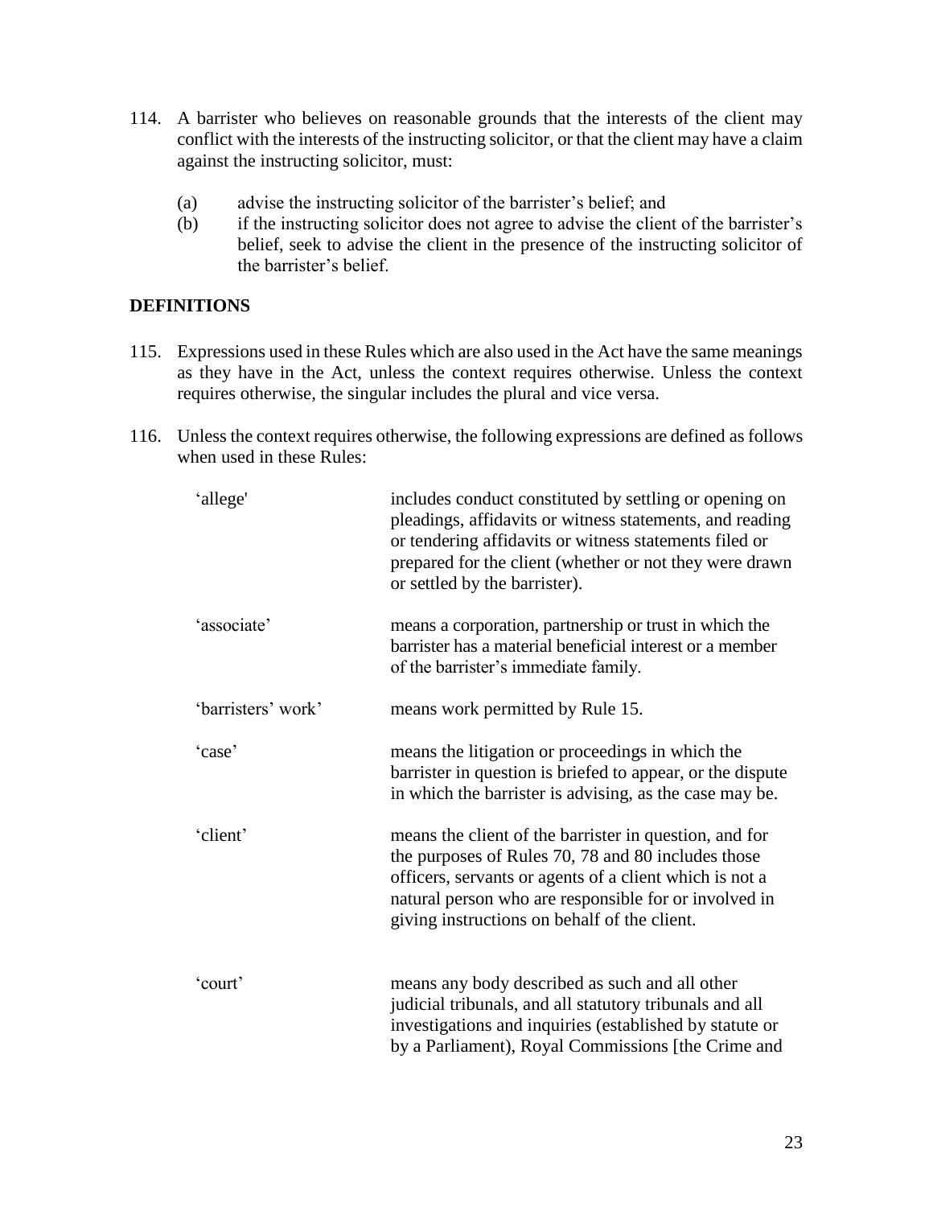114. A barrister who believes on reasonable grounds that the interests of the client may conflict with the interests of the instructing solicitor, or that the client may have a claim against the instructing solicitor, must:

    (a) advise the instructing solicitor of the barrister's belief; and
    (b) if the instructing solicitor does not agree to advise the client of the barrister's belief, seek to advise the client in the presence of the instructing solicitor of the barrister's belief.

## DEFINITIONS

115. Expressions used in these Rules which are also used in the Act have the same meanings as they have in the Act, unless the context requires otherwise. Unless the context requires otherwise, the singular includes the plural and vice versa.

116. Unless the context requires otherwise, the following expressions are defined as follows when used in these Rules:

| | |
|---|---|
| 'allege' | includes conduct constituted by settling or opening on pleadings, affidavits or witness statements, and reading or tendering affidavits or witness statements filed or prepared for the client (whether or not they were drawn or settled by the barrister). |
| 'associate' | means a corporation, partnership or trust in which the barrister has a material beneficial interest or a member of the barrister's immediate family. |
| 'barristers' work' | means work permitted by Rule 15. |
| 'case' | means the litigation or proceedings in which the barrister in question is briefed to appear, or the dispute in which the barrister is advising, as the case may be. |
| 'client' | means the client of the barrister in question, and for the purposes of Rules 70, 78 and 80 includes those officers, servants or agents of a client which is not a natural person who are responsible for or involved in giving instructions on behalf of the client. |
| 'court' | means any body described as such and all other judicial tribunals, and all statutory tribunals and all investigations and inquiries (established by statute or by a Parliament), Royal Commissions [the Crime and |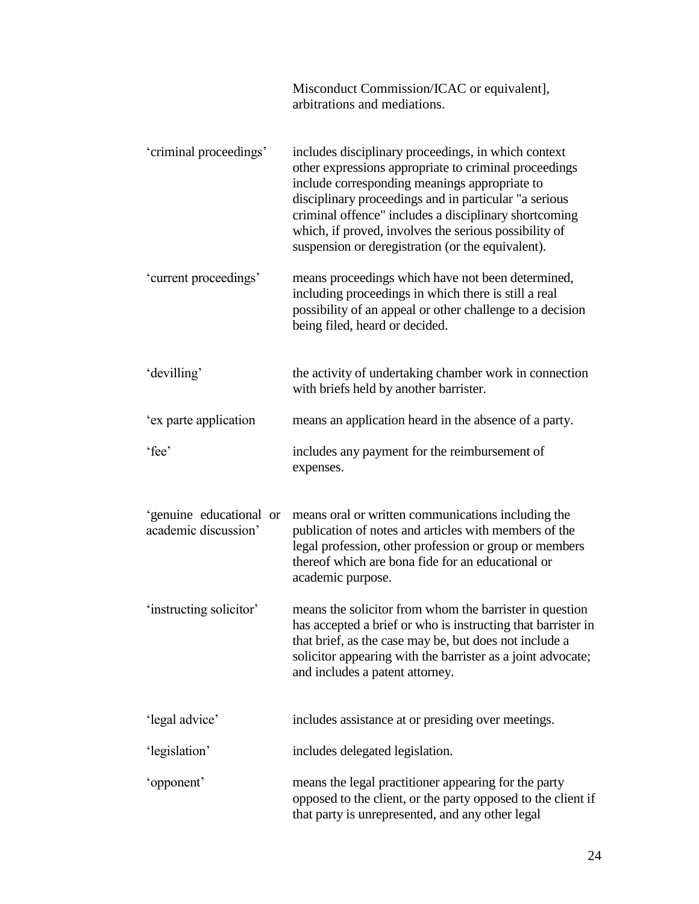Misconduct Commission/ICAC or equivalent], arbitrations and mediations.

| | |
|---|---|
| ‘criminal proceedings’ | includes disciplinary proceedings, in which context other expressions appropriate to criminal proceedings include corresponding meanings appropriate to disciplinary proceedings and in particular "a serious criminal offence" includes a disciplinary shortcoming which, if proved, involves the serious possibility of suspension or deregistration (or the equivalent). |
| ‘current proceedings’ | means proceedings which have not been determined, including proceedings in which there is still a real possibility of an appeal or other challenge to a decision being filed, heard or decided. |
| ‘devilling’ | the activity of undertaking chamber work in connection with briefs held by another barrister. |
| ‘ex parte application | means an application heard in the absence of a party. |
| ‘fee’ | includes any payment for the reimbursement of expenses. |
| ‘genuine educational or academic discussion’ | means oral or written communications including the publication of notes and articles with members of the legal profession, other profession or group or members thereof which are bona fide for an educational or academic purpose. |
| ‘instructing solicitor’ | means the solicitor from whom the barrister in question has accepted a brief or who is instructing that barrister in that brief, as the case may be, but does not include a solicitor appearing with the barrister as a joint advocate; and includes a patent attorney. |
| ‘legal advice’ | includes assistance at or presiding over meetings. |
| ‘legislation’ | includes delegated legislation. |
| ‘opponent’ | means the legal practitioner appearing for the party opposed to the client, or the party opposed to the client if that party is unrepresented, and any other legal |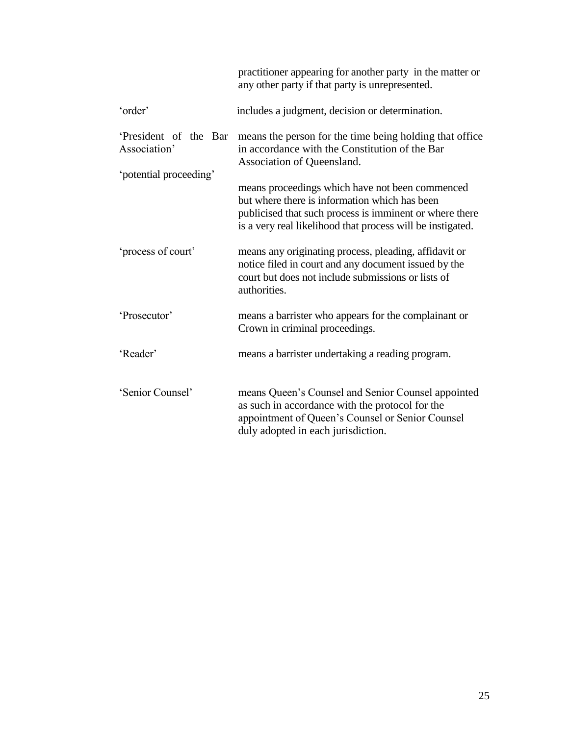| | |
|---|---|
| | practitioner appearing for another party in the matter or any other party if that party is unrepresented. |
| 'order' | includes a judgment, decision or determination. |
| 'President of the Bar Association' | means the person for the time being holding that office in accordance with the Constitution of the Bar Association of Queensland. |
| 'potential proceeding' | means proceedings which have not been commenced but where there is information which has been publicised that such process is imminent or where there is a very real likelihood that process will be instigated. |
| 'process of court' | means any originating process, pleading, affidavit or notice filed in court and any document issued by the court but does not include submissions or lists of authorities. |
| 'Prosecutor' | means a barrister who appears for the complainant or Crown in criminal proceedings. |
| 'Reader' | means a barrister undertaking a reading program. |
| 'Senior Counsel' | means Queen's Counsel and Senior Counsel appointed as such in accordance with the protocol for the appointment of Queen's Counsel or Senior Counsel duly adopted in each jurisdiction. |